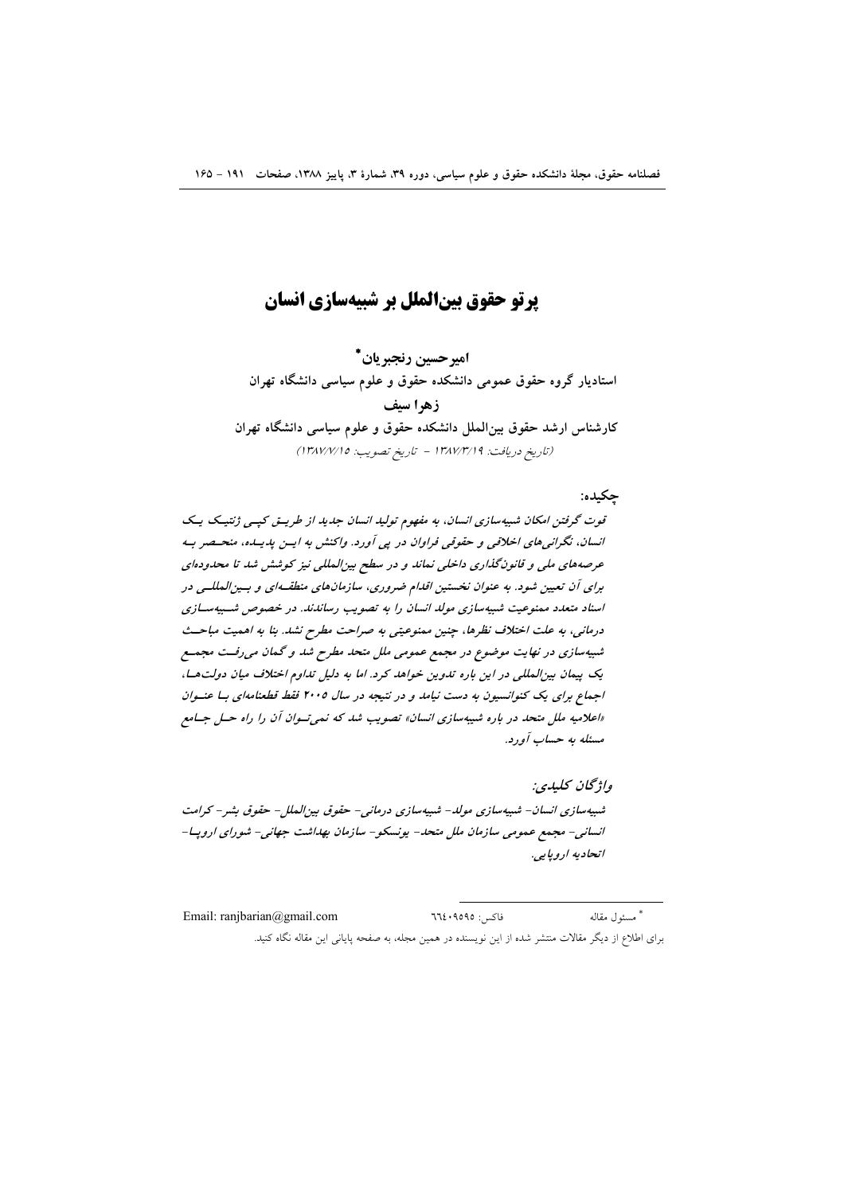# پرتو حقوق بین‌الملل بر شبیه‌سازی انسان

**امیرحسین رنجبریان***

**استادیار گروه حقوق عمومی دانشکده حقوق و علوم سیاسی دانشگاه تهران**

**زهرا سیف**

**کارشناس ارشد حقوق بین‌الملل دانشکده حقوق و علوم سیاسی دانشگاه تهران**

(تاریخ دریافت: ۱۳۸۷/۳/۱۹ - تاریخ تصویب: ۱۳۸۷/۷/۱۵)

**چکیده:**

*قوت گرفتن امکان شبیه‌سازی انسان، به مفهوم تولید انسان جدید از طریق کپی ژنتیک یک انسان، نگرانی‌های اخلاقی و حقوقی فراوان در پی آورد. واکنش به این پدیده، منحصر به عرصه‌های ملی و قانون‌گذاری داخلی نماند و در سطح بین‌المللی نیز کوشش شد تا محدوده‌ای برای آن تعیین شود. به عنوان نخستین اقدام ضروری، سازمان‌های منطقه‌ای و بین‌المللی در اسناد متعدد ممنوعیت شبیه‌سازی مولد انسان را به تصویب رساندند. در خصوص شبیه‌سازی درمانی، به علت اختلاف نظرها، چنین ممنوعیتی به صراحت مطرح نشد. بنا به اهمیت مباحث شبیه‌سازی در نهایت موضوع در مجمع عمومی ملل متحد مطرح شد و گمان می‌رفت مجمع یک پیمان بین‌المللی در این باره تدوین خواهد کرد. اما به دلیل تداوم اختلاف میان دولت‌ها، اجماع برای یک کنوانسیون به دست نیامد و در نتیجه در سال ۲۰۰۵ فقط قطعنامه‌ای با عنوان «اعلامیه ملل متحد در باره شبیه‌سازی انسان» تصویب شد که نمی‌توان آن را راه حل جامع مسئله به حساب آورد.*

***واژگان کلیدی:***

*شبیه‌سازی انسان- شبیه‌سازی مولد- شبیه‌سازی درمانی- حقوق بین‌الملل- حقوق بشر- کرامت انسانی- مجمع عمومی سازمان ملل متحد- یونسکو- سازمان بهداشت جهانی- شورای اروپا- اتحادیه اروپایی.*

---

* مسئول مقاله &nbsp;&nbsp;&nbsp; فاکس: ۶۶۴۰۹۵۹۵ &nbsp;&nbsp;&nbsp; Email: ranjbarian@gmail.com

برای اطلاع از دیگر مقالات منتشر شده از این نویسنده در همین مجله، به صفحه پایانی این مقاله نگاه کنید.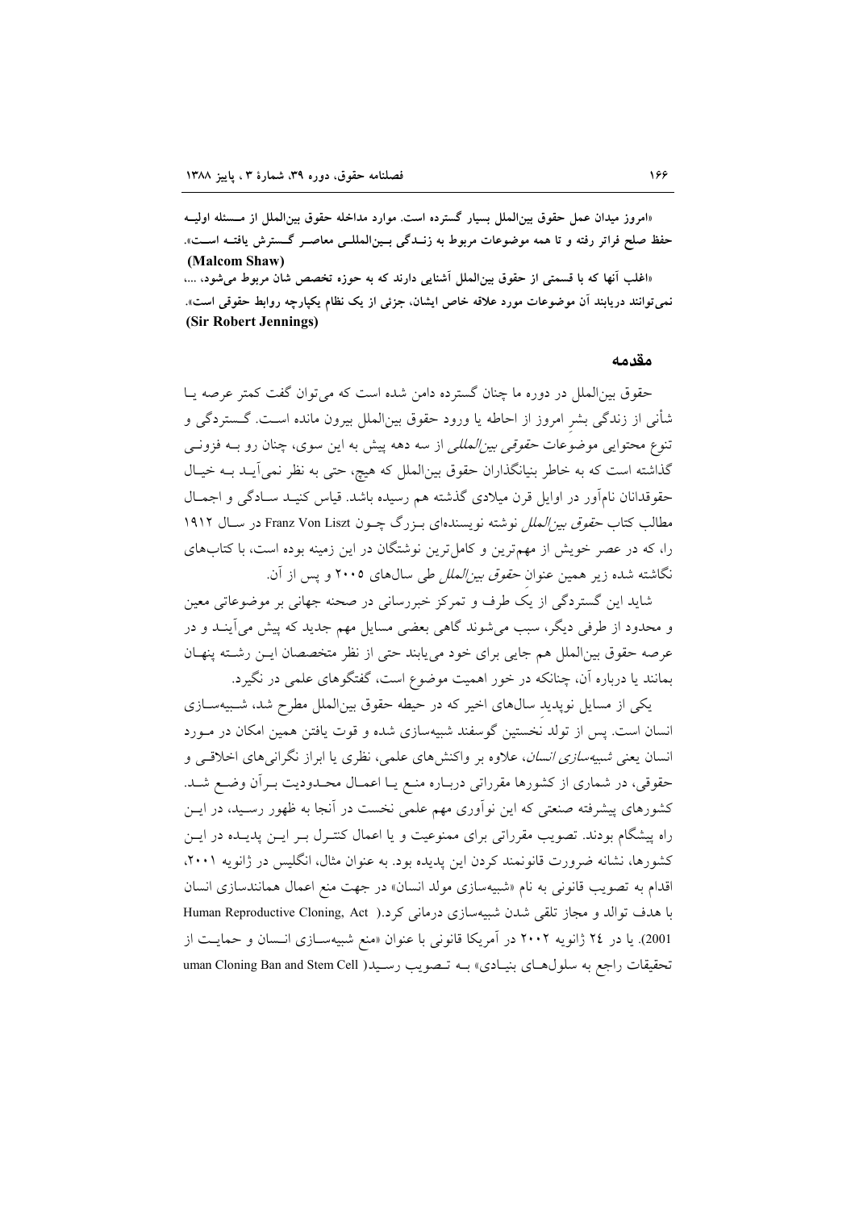**«امروز میدان عمل حقوق بین‌الملل بسیار گسترده است. موارد مداخله حقوق بین‌الملل از مسئله اولیه حفظ صلح فراتر رفته و تا همه موضوعات مربوط به زندگی بین‌المللی معاصر گسترش یافته است».**
**(Malcom Shaw)**

**«اغلب آنها که با قسمتی از حقوق بین‌الملل آشنایی دارند که به حوزه تخصص شان مربوط می‌شود، ...، نمی‌توانند دریابند آن موضوعات مورد علاقه خاص ایشان، جزئی از یک نظام یکپارچه روابط حقوقی است».**
**(Sir Robert Jennings)**

## مقدمه

حقوق بین‌الملل در دوره ما چنان گسترده دامن شده است که می‌توان گفت کمتر عرصه یا شأنی از زندگی بشر امروز از احاطه یا ورود حقوق بین‌الملل بیرون مانده است. گستردگی و تنوع محتوایی موضوعات *حقوقی بین‌المللی* از سه دهه پیش به این سوی، چنان رو به فزونی گذاشته است که به خاطر بنیانگذاران حقوق بین‌الملل که هیچ، حتی به نظر نمی‌آید به خیال حقوقدانان نام‌آور در اوایل قرن میلادی گذشته هم رسیده باشد. قیاس کنید سادگی و اجمال مطالب کتاب *حقوق بین‌الملل* نوشته نویسنده‌ای بزرگ چون Franz Von Liszt در سال ۱۹۱۲ را، که در عصر خویش از مهم‌ترین و کامل‌ترین نوشتگان در این زمینه بوده است، با کتاب‌های نگاشته شده زیر همین عنوان *حقوق بین‌الملل* طی سال‌های ۲۰۰۵ و پس از آن.

شاید این گستردگی از یک طرف و تمرکز خبررسانی در صحنه جهانی بر موضوعاتی معین و محدود از طرفی دیگر، سبب می‌شوند گاهی بعضی مسایل مهم جدید که پیش می‌آیند و در عرصه حقوق بین‌الملل هم جایی برای خود می‌یابند حتی از نظر متخصصان این رشته پنهان بمانند یا درباره آن، چنانکه در خور اهمیت موضوع است، گفتگوهای علمی در نگیرد.

یکی از مسایل نوپدید سال‌های اخیر که در حیطه حقوق بین‌الملل مطرح شد، شبیه‌سازی انسان است. پس از تولد نخستین گوسفند شبیه‌سازی شده و قوت یافتن همین امکان در مورد انسان یعنی *شبیه‌سازی انسان*، علاوه بر واکنش‌های علمی، نظری یا ابراز نگرانی‌های اخلاقی و حقوقی، در شماری از کشورها مقرراتی درباره منع یا اعمال محدودیت برآن وضع شد. کشورهای پیشرفته صنعتی که این نوآوری مهم علمی نخست در آنجا به ظهور رسید، در این راه پیشگام بودند. تصویب مقرراتی برای ممنوعیت و یا اعمال کنترل بر این پدیده در این کشورها، نشانه ضرورت قانونمند کردن این پدیده بود. به عنوان مثال، انگلیس در ژانویه ۲۰۰۱، اقدام به تصویب قانونی به نام «شبیه‌سازی مولد انسان» در جهت منع اعمال همانندسازی انسان با هدف توالد و مجاز تلقی شدن شبیه‌سازی درمانی کرد.( Human Reproductive Cloning, Act 2001). یا در ۲٤ ژانویه ۲۰۰۲ در آمریکا قانونی با عنوان «منع شبیه‌سازی انسان و حمایت از تحقیقات راجع به سلول‌های بنیادی» به تصویب رسید( uman Cloning Ban and Stem Cell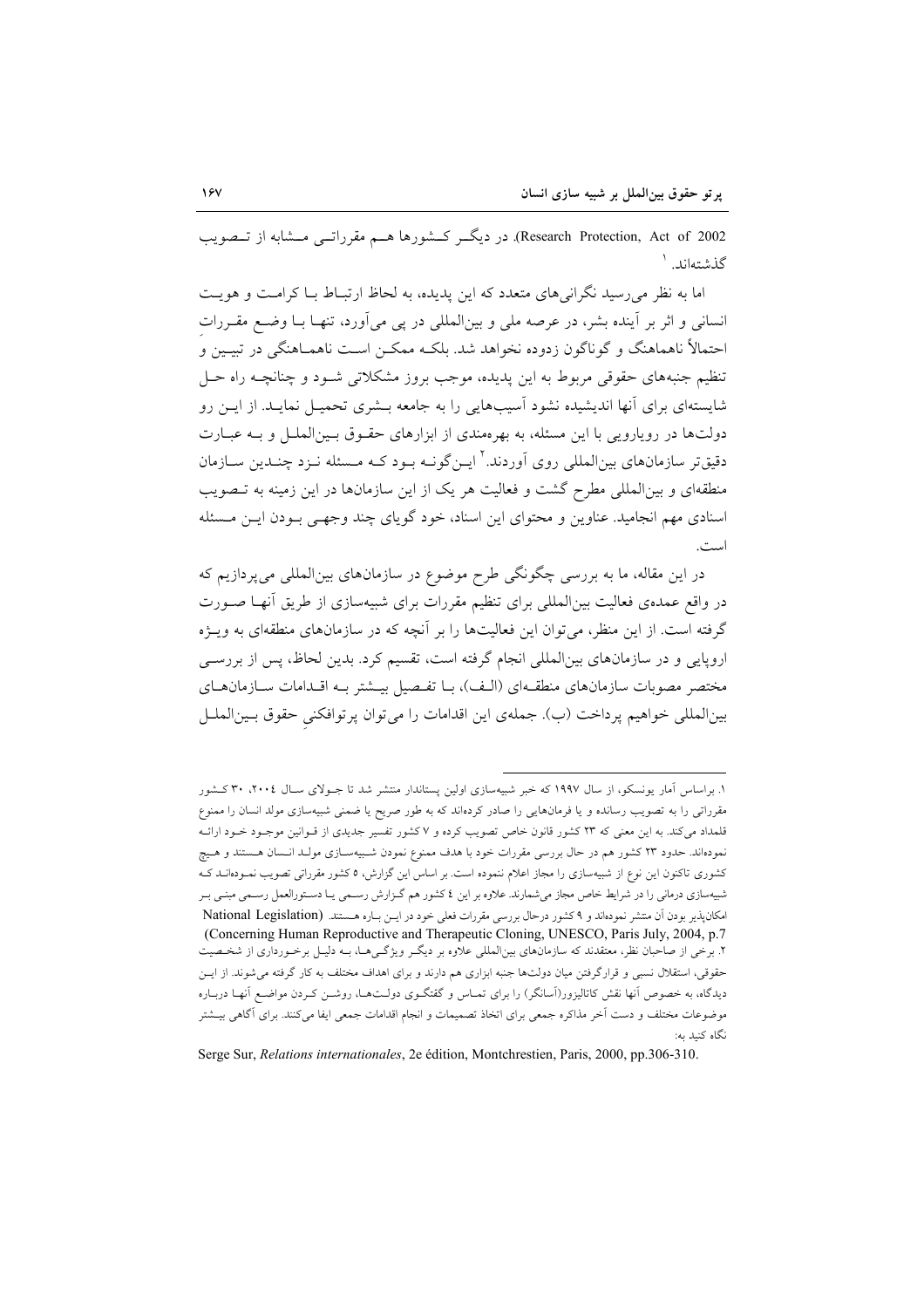Research Protection, Act of 2002). در دیگر کشورها هم مقرراتی مشابه از تصویب گذشته‌اند.[1]

اما به نظر می‌رسید نگرانی‌های متعدد که این پدیده، به لحاظ ارتباط با کرامت و هویت انسانی و اثر بر آینده بشر، در عرصه ملی و بین‌المللی در پی می‌آورد، تنها با وضع مقررات احتمالاً ناهماهنگ و گوناگون زدوده نخواهد شد. بلکه ممکن است ناهماهنگی در تبیین و تنظیم جنبه‌های حقوقی مربوط به این پدیده، موجب بروز مشکلاتی شود و چنانچه راه حل شایسته‌ای برای آنها اندیشیده نشود آسیب‌هایی را به جامعه بشری تحمیل نماید. از این رو دولت‌ها در رویارویی با این مسئله، به بهره‌مندی از ابزارهای حقوق بین‌الملل و به عبارت دقیق‌تر سازمان‌های بین‌المللی روی آوردند.[2] این‌گونه بود که مسئله نزد چندین سازمان منطقه‌ای و بین‌المللی مطرح گشت و فعالیت هر یک از این سازمان‌ها در این زمینه به تصویب اسنادی مهم انجامید. عناوین و محتوای این اسناد، خود گویای چند وجهی بودن این مسئله است.

در این مقاله، ما به بررسی چگونگی طرح موضوع در سازمان‌های بین‌المللی می‌پردازیم که در واقع عمده‌ی فعالیت بین‌المللی برای تنظیم مقررات برای شبیه‌سازی از طریق آنها صورت گرفته است. از این منظر، می‌توان این فعالیت‌ها را بر آنچه که در سازمان‌های منطقه‌ای به ویژه اروپایی و در سازمان‌های بین‌المللی انجام گرفته است، تقسیم کرد. بدین لحاظ، پس از بررسی مختصر مصوبات سازمان‌های منطقه‌ای (الف)، با تفصیل بیشتر به اقدامات سازمان‌های بین‌المللی خواهیم پرداخت (ب). جمله‌ی این اقدامات را می‌توان پرتوافکنی حقوق بین‌الملل

---

۱. براساس آمار یونسکو، از سال ۱۹۹۷ که خبر شبیه‌سازی اولین پستاندار منتشر شد تا جولای سال ۲۰۰۴، ۳۰ کشور مقرراتی را به تصویب رسانده و یا فرمان‌هایی را صادر کرده‌اند که به طور صریح یا ضمنی شبیه‌سازی مولد انسان را ممنوع قلمداد می‌کند. به این معنی که ۲۳ کشور قانون خاص تصویب کرده و ۷ کشور تفسیر جدیدی از قوانین موجود خود ارائه نموده‌اند. حدود ۲۳ کشور هم در حال بررسی مقررات خود با هدف ممنوع نمودن شبیه‌سازی مولد انسان هستند و هیچ کشوری تاکنون این نوع از شبیه‌سازی را مجاز اعلام ننموده است. بر اساس این گزارش، ۵ کشور مقرراتی تصویب نموده‌اند که شبیه‌سازی درمانی را در شرایط خاص مجاز می‌شمارند. علاوه بر این ٤ کشور هم گزارش رسمی یا دستورالعمل رسمی مبنی بر امکان‌پذیر بودن آن منتشر نموده‌اند و ۹ کشور درحال بررسی مقررات فعلی خود در این باره هستند. (National Legislation Concerning Human Reproductive and Therapeutic Cloning, UNESCO, Paris July, 2004, p.7)

۲. برخی از صاحبان نظر، معتقدند که سازمان‌های بین‌المللی علاوه بر دیگر ویژگی‌ها، به دلیل برخورداری از شخصیت حقوقی، استقلال نسبی و قرارگرفتن میان دولت‌ها جنبه ابزاری هم دارند و برای اهداف مختلف به کار گرفته می‌شوند. از این دیدگاه، به خصوص آنها نقش کاتالیزور(آسانگر) را برای تماس و گفتگوی دولت‌ها، روشن کردن مواضع آنها درباره موضوعات مختلف و دست آخر مذاکره جمعی برای اتخاذ تصمیمات و انجام اقدامات جمعی ایفا می‌کنند. برای آگاهی بیشتر نگاه کنید به:

Serge Sur, *Relations internationales*, 2e édition, Montchrestien, Paris, 2000, pp.306-310.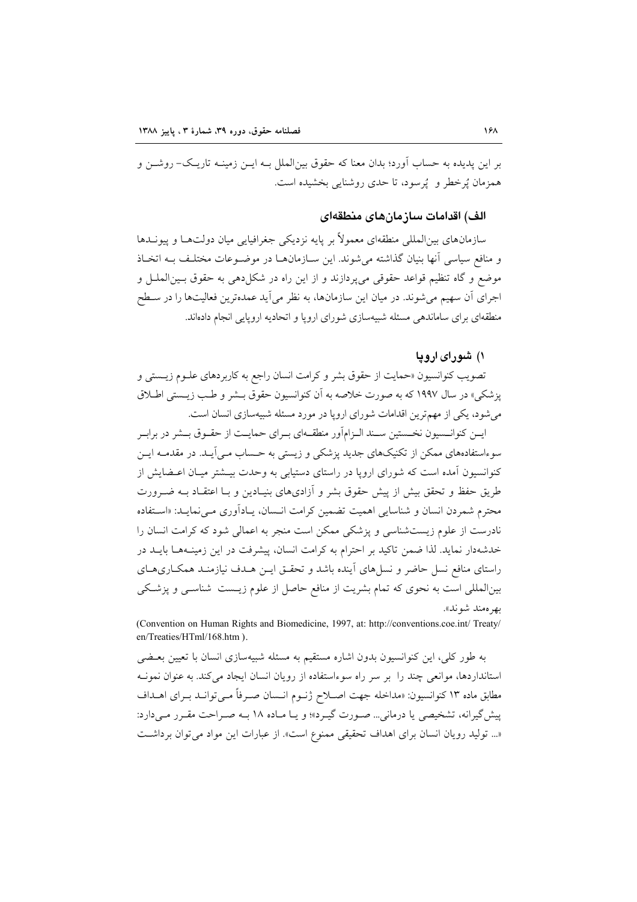بر این پدیده به حساب آورد؛ بدان معنا که حقوق بین‌الملل بـه ایـن زمینـه تاریـک- روشـن و همزمان پُرخطر و پُرسود، تا حدی روشنایی بخشیده است.

## الف) اقدامات سازمان‌های منطقه‌ای

سازمان‌های بین‌المللی منطقه‌ای معمولاً بر پایه نزدیکی جغرافیایی میان دولت‌هـا و پیونـدها و منافع سیاسی آنها بنیان گذاشته می‌شوند. این سـازمان‌هـا در موضـوعات مختلـف بـه اتخـاذ موضع و گاه تنظیم قواعد حقوقی می‌پردازند و از این راه در شکل‌دهی به حقوق بـین‌الملـل و اجرای آن سهیم می‌شوند. در میان این سازمان‌ها، به نظر می‌آید عمده‌ترین فعالیت‌ها را در سـطح منطقه‌ای برای ساماندهی مسئله شبیه‌سازی شورای اروپا و اتحادیه اروپایی انجام داده‌اند.

### ۱) شورای اروپا

تصویب کنوانسیون «حمایت از حقوق بشر و کرامت انسان راجع به کاربردهای علـوم زیـستی و پزشکی» در سال ۱۹۹۷ که به صورت خلاصه به آن کنوانسیون حقوق بـشر و طـب زیـستی اطـلاق می‌شود، یکی از مهم‌ترین اقدامات شورای اروپا در مورد مسئله شبیه‌سازی انسان است.

ایـن کنوانـسیون نخـستین سـند الـزام‌آور منطقـه‌ای بـرای حمایـت از حقـوق بـشر در برابـر سوءاستفاده‌های ممکن از تکنیک‌های جدید پزشکی و زیستی به حـساب مـی‌آیـد. در مقدمـه ایـن کنوانسیون آمده است که شورای اروپا در راستای دستیابی به وحدت بیـشتر میـان اعـضایش از طریق حفظ و تحقق بیش از پیش حقوق بشر و آزادی‌های بنیـادین و بـا اعتقـاد بـه ضـرورت محترم شمردن انسان و شناسایی اهمیت تضمین کرامت انـسان، یـادآوری مـی‌نمایـد: «اسـتفاده نادرست از علوم زیست‌شناسی و پزشکی ممکن است منجر به اعمالی شود که کرامت انسان را خدشه‌دار نماید. لذا ضمن تاکید بر احترام به کرامت انسان، پیشرفت در این زمینـه‌هـا بایـد در راستای منافع نسل حاضر و نسل‌های آینده باشد و تحقـق ایـن هـدف نیازمنـد همکـاری‌هـای بین‌المللی است به نحوی که تمام بشریت از منافع حاصل از علوم زیـست شناسـی و پزشـکی بهره‌مند شوند».

(Convention on Human Rights and Biomedicine, 1997, at: http://conventions.coe.int/ Treaty/ en/Treaties/HTml/168.htm ).

به طور کلی، این کنوانسیون بدون اشاره مستقیم به مسئله شبیه‌سازی انسان با تعیین بعـضی استانداردها، موانعی چند را بر سر راه سوءاستفاده از رویان انسان ایجاد می‌کند. به عنوان نمونـه مطابق ماده ۱۳ کنوانسیون: «مداخله جهت اصـلاح ژنـوم انـسان صـرفاً مـی‌توانـد بـرای اهـداف پیش‌گیرانه، تشخیصی یا درمانی... صـورت گیـرد»؛ و یـا مـاده ۱۸ بـه صـراحت مقـرر مـی‌دارد: «... تولید رویان انسان برای اهداف تحقیقی ممنوع است». از عبارات این مواد می‌توان برداشـت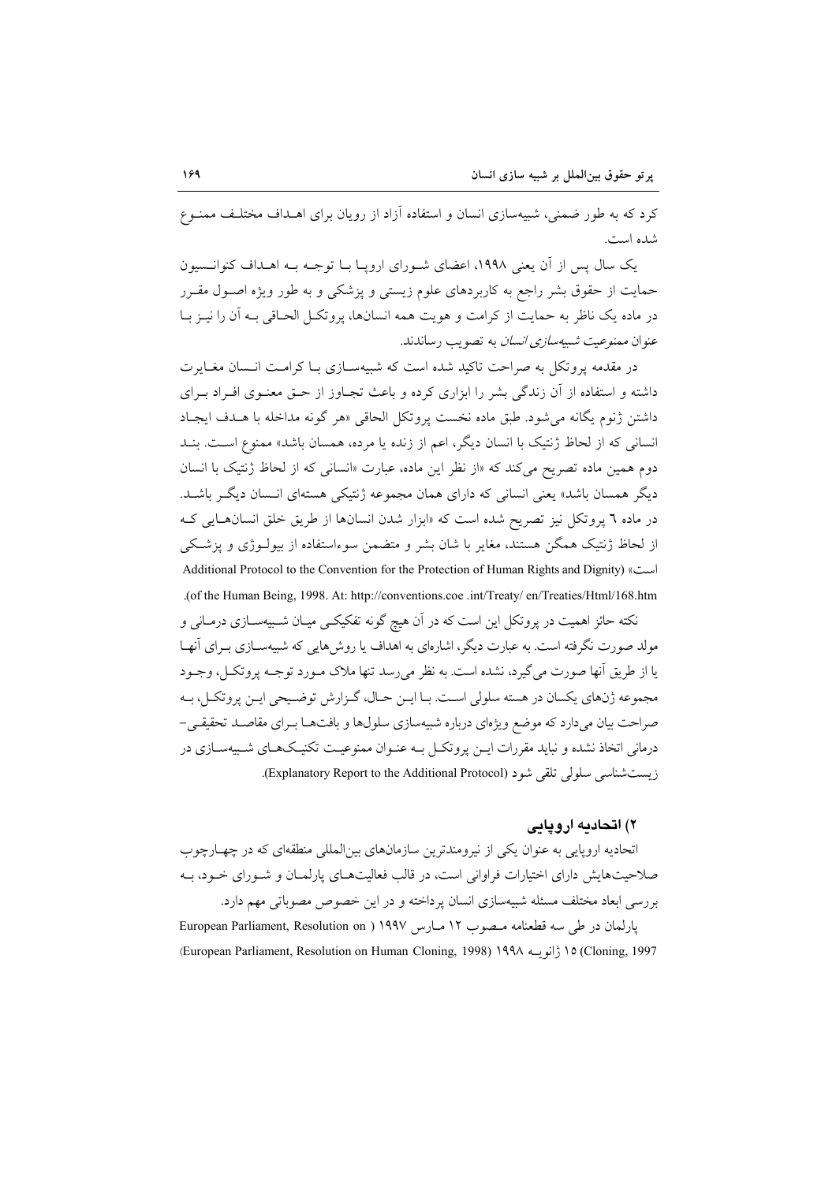کرد که به طور ضمنی، شبیه‌سازی انسان و استفاده آزاد از رویان برای اهـداف مختلـف ممنـوع شده است.

یک سال پس از آن یعنی ۱۹۹۸، اعضای شـورای اروپـا بـا توجـه بـه اهـداف کنوانـسیون حمایت از حقوق بشر راجع به کاربردهای علوم زیستی و پزشکی و به طور ویژه اصـول مقـرر در ماده یک ناظر به حمایت از کرامت و هویت همه انسان‌ها، پروتکـل الحـاقی بـه آن را نیـز بـا عنوان *ممنوعیت شبیه‌سازی انسان* به تصویب رساندند.

در مقدمه پروتکل به صراحت تاکید شده است که شبیه‌سـازی بـا کرامـت انـسان مغـایرت داشته و استفاده از آن زندگی بشر را ابزاری کرده و باعث تجـاوز از حـق معنـوی افـراد بـرای داشتن ژنوم یگانه می‌شود. طبق ماده نخست پروتکل الحاقی «هر گونه مداخله با هـدف ایجـاد انسانی که از لحاظ ژنتیک با انسان دیگر، اعم از زنده یا مرده، همسان باشد» ممنوع اسـت. بنـد دوم همین ماده تصریح می‌کند که «از نظر این ماده، عبارت «انسانی که از لحاظ ژنتیک با انسان دیگر همسان باشد» یعنی انسانی که دارای همان مجموعه ژنتیکی هسته‌ای انـسان دیگـر باشـد. در ماده ٦ پروتکل نیز تصریح شده است که «ابزار شدن انسان‌ها از طریق خلق انسان‌هـایی کـه از لحاظ ژنتیک همگن هستند، مغایر با شان بشر و متضمن سوءاستفاده از بیولـوژی و پزشـکی است» (Additional Protocol to the Convention for the Protection of Human Rights and Dignity of the Human Being, 1998. At: http://conventions.coe .int/Treaty/ en/Treaties/Html/168.htm).

نکته حائز اهمیت در پروتکل این است که در آن هیچ گونه تفکیکـی میـان شـبیه‌سـازی درمـانی و مولد صورت نگرفته است. به عبارت دیگر، اشاره‌ای به اهداف یا روش‌هایی که شبیه‌سـازی بـرای آنهـا یا از طریق آنها صورت می‌گیرد، نشده است. به نظر می‌رسد تنها ملاک مـورد توجـه پروتکـل، وجـود مجموعه ژن‌های یکسان در هسته سلولی اسـت. بـا ایـن حـال، گـزارش توضـیحی ایـن پروتکـل، بـه صراحت بیان می‌دارد که موضع ویژه‌ای درباره شبیه‌سازی سلول‌ها و بافت‌هـا بـرای مقاصـد تحقیقـی- درمانی اتخاذ نشده و نباید مقررات ایـن پروتکـل بـه عنـوان ممنوعیـت تکنیـک‌هـای شـبیه‌سـازی در زیست‌شناسی سلولی تلقی شود (Explanatory Report to the Additional Protocol).

## ۲) اتحادیه اروپایی

اتحادیه اروپایی به عنوان یکی از نیرومندترین سازمان‌های بین‌المللی منطقه‌ای که در چهـارچوب صلاحیت‌هایش دارای اختیارات فراوانی است، در قالب فعالیت‌هـای پارلمـان و شـورای خـود، بـه بررسی ابعاد مختلف مسئله شبیه‌سازی انسان پرداخته و در این خصوص مصوباتی مهم دارد.

پارلمان در طی سه قطعنامه مـصوب ۱۲ مـارس ۱۹۹۷ (European Parliament, Resolution on Cloning, 1997) ۱۵ ژانویـه ۱۹۹۸ (European Parliament, Resolution on Human Cloning, 1998)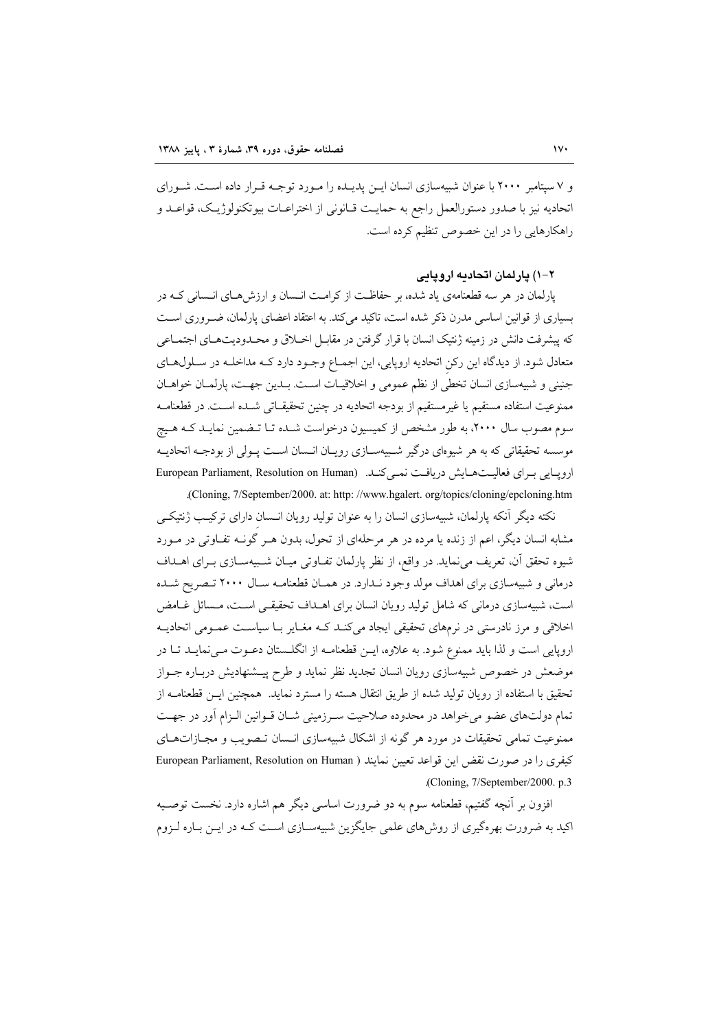و ۷ سپتامبر ۲۰۰۰ با عنوان شبیه‌سازی انسان این پدیده را مورد توجه قرار داده است. شورای اتحادیه نیز با صدور دستورالعمل راجع به حمایت قانونی از اختراعات بیوتکنولوژیک، قواعد و راهکارهایی را در این خصوص تنظیم کرده است.

### ۱-۲) پارلمان اتحادیه اروپایی

پارلمان در هر سه قطعنامه‌ی یاد شده، بر حفاظت از کرامت انسان و ارزش‌های انسانی که در بسیاری از قوانین اساسی مدرن ذکر شده است، تاکید می‌کند. به اعتقاد اعضای پارلمان، ضروری است که پیشرفت دانش در زمینه ژنتیک انسان با قرار گرفتن در مقابل اخلاق و محدودیت‌های اجتماعی متعادل شود. از دیدگاه این رکنِ اتحادیه اروپایی، این اجماع وجود دارد که مداخله در سلول‌های جنینی و شبیه‌سازی انسان تخطی از نظم عمومی و اخلاقیات است. بدین جهت، پارلمان خواهان ممنوعیت استفاده مستقیم یا غیرمستقیم از بودجه اتحادیه از چنین تحقیقاتی شده است. در قطعنامه سوم مصوب سال ۲۰۰۰، به طور مشخص از کمیسیون درخواست شده تا تضمین نماید که هیچ موسسه تحقیقاتی که به هر شیوه‌ای درگیر شبیه‌سازی رویان انسان است پولی از بودجه اتحادیه اروپایی برای فعالیت‌هایش دریافت نمی‌کند. (European Parliament, Resolution on Human Cloning, 7/September/2000. at: http: //www.hgalert. org/topics/cloning/epcloning.htm).

نکته دیگر آنکه پارلمان، شبیه‌سازی انسان را به عنوان تولید رویان انسانِ دارای ترکیب ژنتیکی مشابه انسان دیگر، اعم از زنده یا مرده در هر مرحله‌ای از تحول، بدون هر گونه تفاوتی در مورد شیوه تحقق آن، تعریف می‌نماید. در واقع، از نظر پارلمان تفاوتی میان شبیه‌سازی برای اهداف درمانی و شبیه‌سازی برای اهداف مولد وجود ندارد. در همان قطعنامه سال ۲۰۰۰ تصریح شده است، شبیه‌سازی درمانی که شامل تولید رویان انسان برای اهداف تحقیقی است، مسائل غامض اخلاقی و مرز نادرستی در نرم‌های تحقیقی ایجاد می‌کند که مغایر با سیاست عمومی اتحادیه اروپایی است و لذا باید ممنوع شود. به علاوه، این قطعنامه از انگلستان دعوت می‌نماید تا در موضعش در خصوص شبیه‌سازی رویان انسان تجدید نظر نماید و طرح پیشنهادیش درباره جواز تحقیق با استفاده از رویان تولید شده از طریق انتقال هسته را مسترد نماید. همچنین این قطعنامه از تمام دولت‌های عضو می‌خواهد در محدوده صلاحیت سرزمینی شان قوانین الزام آور در جهت ممنوعیت تمامی تحقیقات در مورد هر گونه از اشکال شبیه‌سازی انسان تصویب و مجازات‌های کیفری را در صورت نقض این قواعد تعیین نمایند (European Parliament, Resolution on Human Cloning, 7/September/2000. p.3).

افزون بر آنچه گفتیم، قطعنامه سوم به دو ضرورت اساسی دیگر هم اشاره دارد. نخست توصیه اکید به ضرورت بهره‌گیری از روش‌های علمی جایگزین شبیه‌سازی است که در این باره لزوم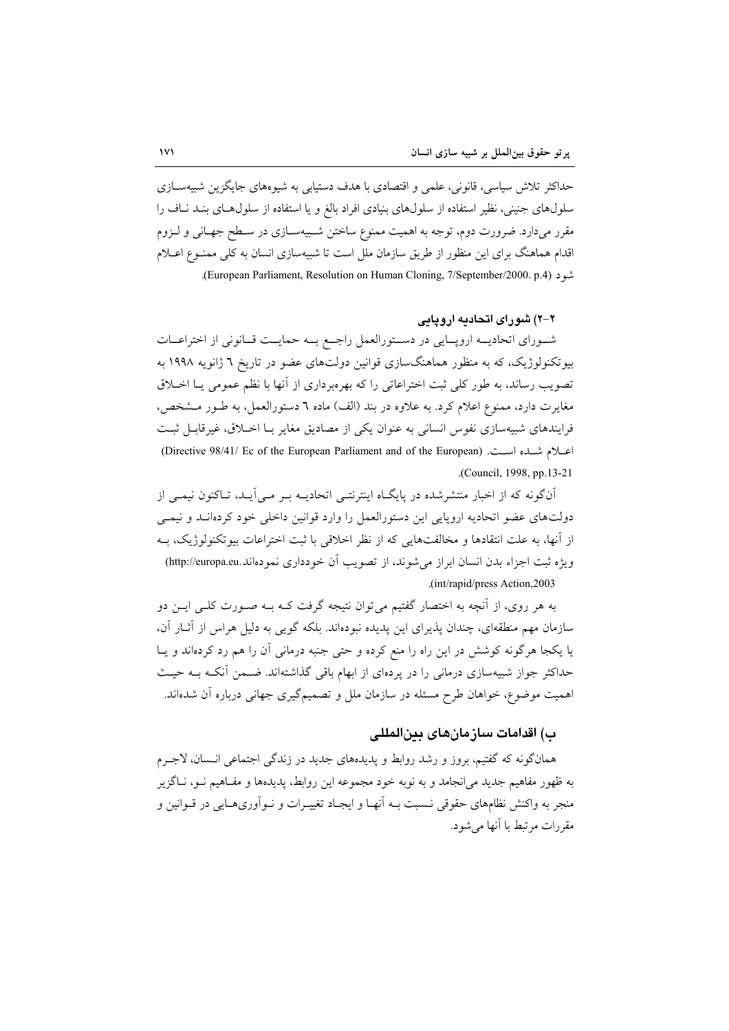حداکثر تلاش سیاسی، قانونی، علمی و اقتصادی با هدف دستیابی به شیوه‌های جایگزین شبیه‌سازی سلول‌های جنینی، نظیر استفاده از سلول‌های بنیادی افراد بالغ و یا استفاده از سلول‌های بند ناف را مقرر می‌دارد. ضرورت دوم، توجه به اهمیت ممنوع ساختن شبیه‌سازی در سطح جهانی و لزوم اقدام هماهنگ برای این منظور از طریق سازمان ملل است تا شبیه‌سازی انسان به کلی ممنوع اعلام شود (European Parliament, Resolution on Human Cloning, 7/September/2000. p.4).

### ۲-۲) شورای اتحادیه اروپایی

شورای اتحادیه اروپایی در دستورالعمل راجع به حمایت قانونی از اختراعات بیوتکنولوژیک، که به منظور هماهنگ‌سازی قوانین دولت‌های عضو در تاریخ ٦ ژانویه ١٩٩٨ به تصویب رساند، به طور کلی ثبت اختراعاتی را که بهره‌برداری از آنها با نظم عمومی یا اخلاق مغایرت دارد، ممنوع اعلام کرد. به علاوه در بند (الف) ماده ٦ دستورالعمل، به طور مشخص، فرایندهای شبیه‌سازی نفوس انسانی به عنوان یکی از مصادیق مغایر با اخلاق، غیرقابل ثبت اعلام شده است. (Directive 98/41/ Ec of the European Parliament and of the European Council, 1998, pp.13-21).

آن‌گونه که از اخبار منتشرشده در پایگاه اینترنتی اتحادیه بر می‌آید، تاکنون نیمی از دولت‌های عضو اتحادیه اروپایی این دستورالعمل را وارد قوانین داخلی خود کرده‌اند و نیمی از آنها، به علت انتقادها و مخالفت‌هایی که از نظر اخلاقی با ثبت اختراعات بیوتکنولوژیک، به ویژه ثبت اجزاء بدن انسان ابراز می‌شوند، از تصویب آن خودداری نموده‌اند.(http://europa.eu.int/rapid/press Action,2003).

به هر روی، از آنچه به اختصار گفتیم می‌توان نتیجه گرفت که به صورت کلی این دو سازمان مهم منطقه‌ای، چندان پذیرای این پدیده نبوده‌اند. بلکه گویی به دلیل هراس از آثار آن، یا یکجا هرگونه کوشش در این راه را منع کرده و حتی جنبه درمانی آن را هم رد کرده‌اند و یا حداکثر جواز شبیه‌سازی درمانی را در پرده‌ای از ابهام باقی گذاشته‌اند. ضمن آنکه به حیث اهمیت موضوع، خواهان طرح مسئله در سازمان ملل و تصمیم‌گیری جهانی درباره آن شده‌اند.

## ب) اقدامات سازمان‌های بین‌المللی

همان‌گونه که گفتیم، بروز و رشد روابط و پدیده‌های جدید در زندگی اجتماعی انسان، لاجرم به ظهور مفاهیم جدید می‌انجامد و به نوبه خود مجموعه این روابط، پدیده‌ها و مفاهیم نو، ناگزیر منجر به واکنش نظام‌های حقوقی نسبت به آنها و ایجاد تغییرات و نوآوری‌هایی در قوانین و مقررات مرتبط با آنها می‌شود.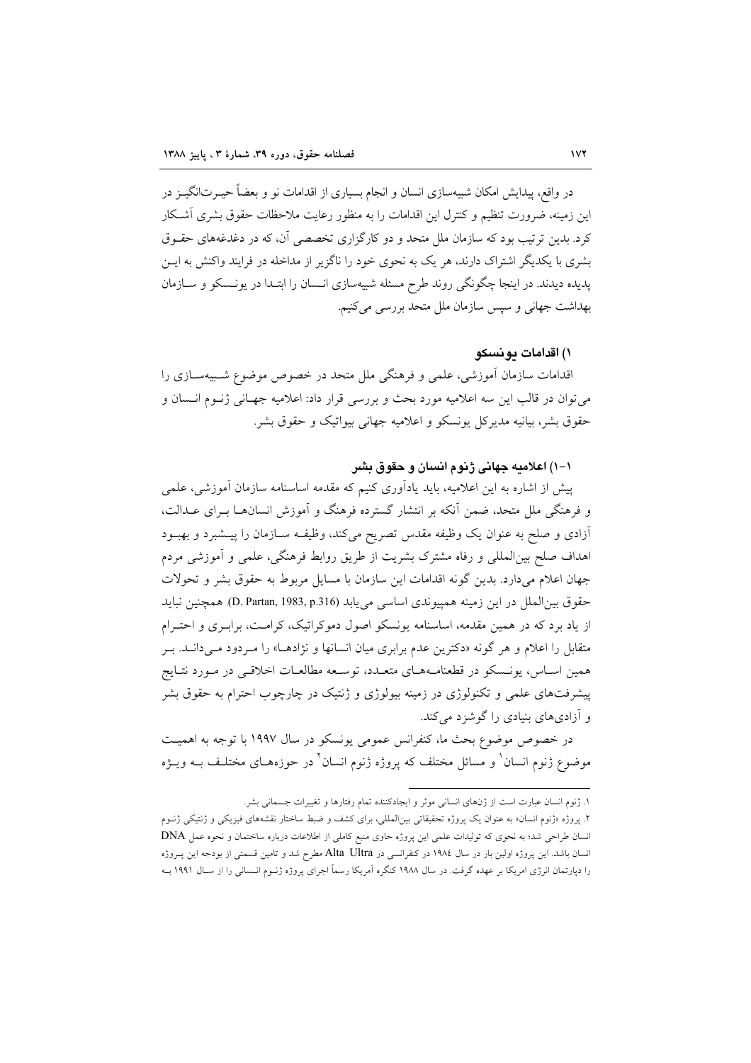در واقع، پیدایش امکان شبیه‌سازی انسان و انجام بسیاری از اقدامات نو و بعضاً حیرت‌انگیز در این زمینه، ضرورت تنظیم و کنترل این اقدامات را به منظور رعایت ملاحظات حقوق بشری آشکار کرد. بدین ترتیب بود که سازمان ملل متحد و دو کارگزاری تخصصی آن، که در دغدغه‌های حقوق بشری با یکدیگر اشتراک دارند، هر یک به نحوی خود را ناگزیر از مداخله در فرایند واکنش به این پدیده دیدند. در اینجا چگونگی روند طرح مسئله شبیه‌سازی انسان را ابتدا در یونسکو و سازمان بهداشت جهانی و سپس سازمان ملل متحد بررسی می‌کنیم.

### ۱) اقدامات یونسکو

اقدامات سازمان آموزشی، علمی و فرهنگی ملل متحد در خصوص موضوع شبیه‌سازی را می‌توان در قالب این سه اعلامیه مورد بحث و بررسی قرار داد: اعلامیه جهانی ژنوم انسان و حقوق بشر، بیانیه مدیرکل یونسکو و اعلامیه جهانی بیواتیک و حقوق بشر.

#### ۱-۱) اعلامیه جهانی ژنوم انسان و حقوق بشر

پیش از اشاره به این اعلامیه، باید یادآوری کنیم که مقدمه اساسنامه سازمان آموزشی، علمی و فرهنگی ملل متحد، ضمن آنکه بر انتشار گسترده فرهنگ و آموزش انسانها برای عدالت، آزادی و صلح به عنوان یک وظیفه مقدس تصریح می‌کند، وظیفه سازمان را پیشبرد و بهبود اهداف صلح بین‌المللی و رفاه مشترک بشریت از طریق روابط فرهنگی، علمی و آموزشی مردم جهان اعلام می‌دارد. بدین گونه اقدامات این سازمان با مسایل مربوط به حقوق بشر و تحولات حقوق بین‌الملل در این زمینه همپیوندی اساسی می‌یابد (D. Partan, 1983, p.316). همچنین نباید از یاد برد که در همین مقدمه، اساسنامه یونسکو اصول دموکراتیک، کرامت، برابری و احترام متقابل را اعلام و هر گونه «دکترین عدم برابری میان انسانها و نژادها» را مردود می‌داند. بر همین اساس، یونسکو در قطعنامه‌های متعدد، توسعه مطالعات اخلاقی در مورد نتایج پیشرفت‌های علمی و تکنولوژی در زمینه بیولوژی و ژنتیک در چارچوب احترام به حقوق بشر و آزادی‌های بنیادی را گوشزد می‌کند.

در خصوص موضوع بحث ما، کنفرانس عمومی یونسکو در سال ۱۹۹۷ با توجه به اهمیت موضوع ژنوم انسان[۱] و مسائل مختلف که پروژه ژنوم انسان[۲] در حوزه‌های مختلف به ویژه

---

۱. ژنوم انسان عبارت است از ژن‌های انسانی موثر و ایجادکننده تمام رفتارها و تغییرات جسمانی بشر.

۲. پروژه «ژنوم انسان» به عنوان یک پروژه تحقیقاتی بین‌المللی، برای کشف و ضبط ساختار نقشه‌های فیزیکی و ژنتیکی ژنوم انسان طراحی شد؛ به نحوی که تولیدات علمی این پروژه حاوی منبع کاملی از اطلاعات درباره ساختمان و نحوه عمل DNA انسان باشد. این پروژه اولین بار در سال ۱۹۸٤ در کنفرانسی در Alta Ultra مطرح شد و تامین قسمتی از بودجه این پروژه را دپارتمان انرژی امریکا بر عهده گرفت. در سال ۱۹۸۸ کنگره آمریکا رسماً اجرای پروژه ژنوم انسانی را از سال ۱۹۹۱ به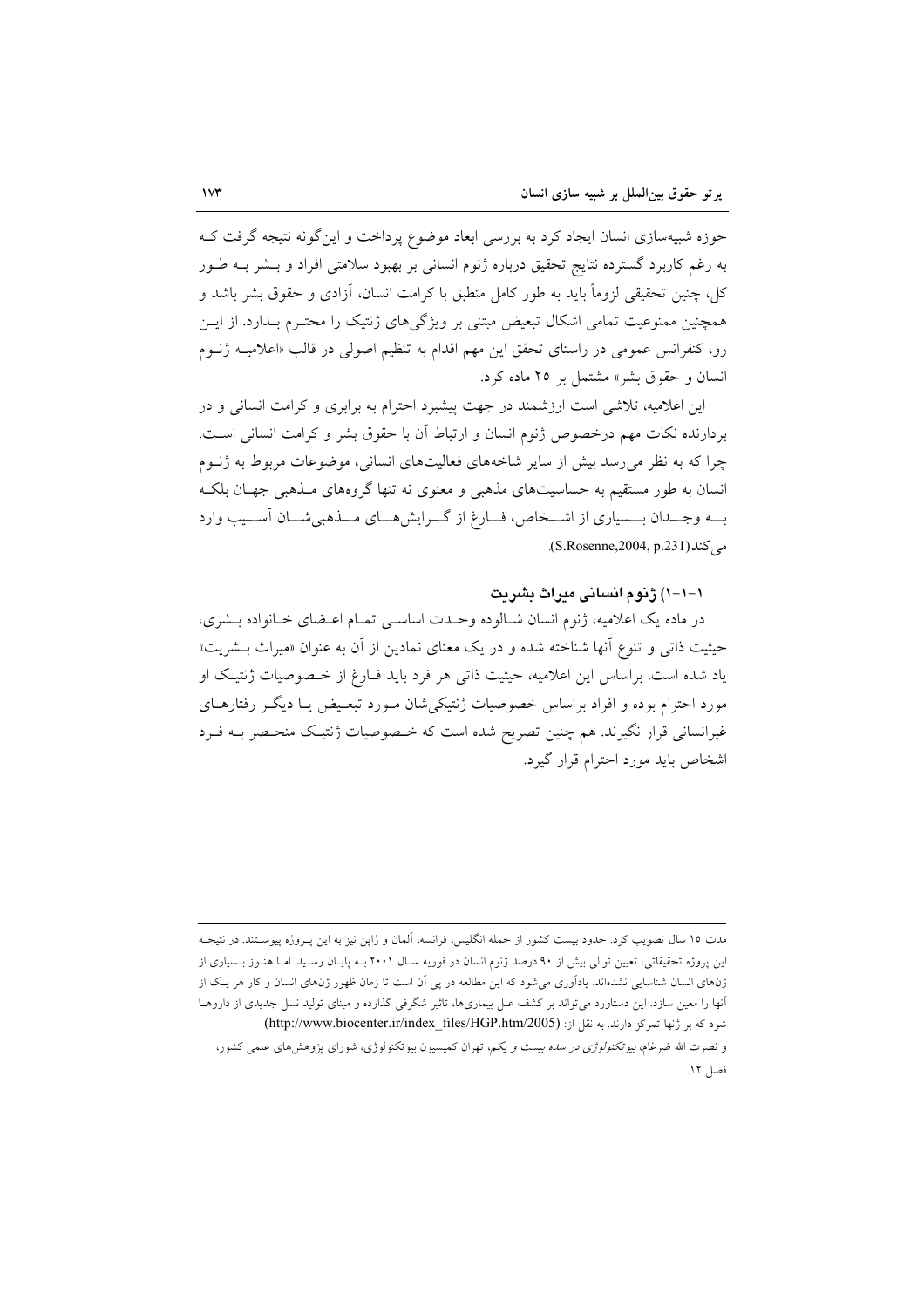حوزه شبیه‌سازی انسان ایجاد کرد به بررسی ابعاد موضوع پرداخت و این‌گونه نتیجه گرفت کـه به رغم کاربرد گسترده نتایج تحقیق درباره ژنوم انسانی بر بهبود سلامتی افراد و بـشر بـه طـور کل، چنین تحقیقی لزوماً باید به طور کامل منطبق با کرامت انسان، آزادی و حقوق بشر باشد و همچنین ممنوعیت تمامی اشکال تبعیض مبتنی بر ویژگی‌های ژنتیک را محتـرم بـدارد. از ایـن رو، کنفرانس عمومی در راستای تحقق این مهم اقدام به تنظیم اصولی در قالب «اعلامیـه ژنـوم انسان و حقوق بشر» مشتمل بر ۲۵ ماده کرد.

این اعلامیه، تلاشی است ارزشمند در جهت پیشبرد احترام به برابری و کرامت انسانی و در بردارنده نکات مهم درخصوص ژنوم انسان و ارتباط آن با حقوق بشر و کرامت انسانی اسـت. چرا که به نظر می‌رسد بیش از سایر شاخه‌های فعالیت‌های انسانی، موضوعات مربوط به ژنـوم انسان به طور مستقیم به حساسیت‌های مذهبی و معنوی نه تنها گروه‌های مـذهبی جهـان بلکـه بـــه وجـــدان بـــسیاری از اشـــخاص، فـــارغ از گـــرایش‌هـــای مـــذهبی‌شـــان آســـیب وارد می‌کند (S.Rosenne,2004, p.231).

### ۱-۱-۱) ژنوم انسانی میراث بشریت

در ماده یک اعلامیه، ژنوم انسان شـالوده وحـدت اساسـی تمـام اعـضای خـانواده بـشری، حیثیت ذاتی و تنوع آنها شناخته شده و در یک معنای نمادین از آن به عنوان «میراث بـشریت» یاد شده است. براساس این اعلامیه، حیثیت ذاتی هر فرد باید فـارغ از خـصوصیات ژنتیـک او مورد احترام بوده و افراد براساس خصوصیات ژنتیکی‌شان مـورد تبعـیض یـا دیگـر رفتارهـای غیرانسانی قرار نگیرند. هم چنین تصریح شده است که خـصوصیات ژنتیـک منحـصر بـه فـرد اشخاص باید مورد احترام قرار گیرد.

---

مدت ۱۵ سال تصویب کرد. حدود بیست کشور از جمله انگلیس، فرانسه، آلمان و ژاپن نیز به این پـروژه پیوسـتند. در نتیجـه این پروژه تحقیقاتی، تعیین توالی بیش از ۹۰ درصد ژنوم انسان در فوریه سـال ۲۰۰۱ بـه پایـان رسـید. امـا هنـوز بـسیاری از ژن‌های انسان شناسایی نشده‌اند. یادآوری می‌شود که این مطالعه در پی آن است تا زمان ظهور ژن‌های انسان و کار هر یـک از آنها را معین سازد. این دستاورد می‌تواند بر کشف علل بیماری‌ها، تاثیر شگرفی گذارده و مبنای تولید نسل جدیدی از داروهـا شود که بر ژنها تمرکز دارند. به نقل از: (http://www.biocenter.ir/index_files/HGP.htm/2005)

و نصرت الله ضرغام، *بیوتکنولوژی در سده بیست و یکم*، تهران کمیسیون بیوتکنولوژی، شورای پژوهش‌های علمی کشور، فصل ۱۲.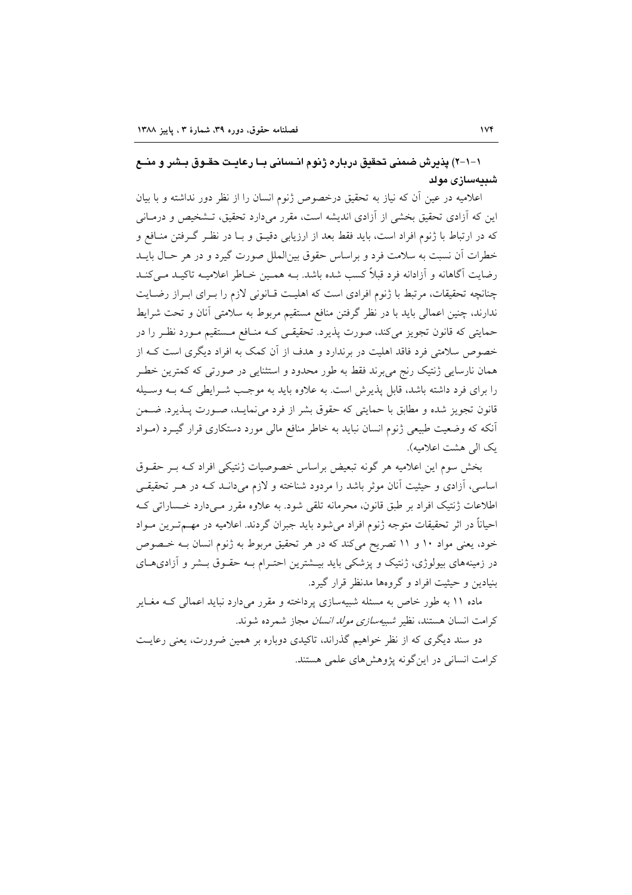### ۱-۱-۲) پذیرش ضمنی تحقیق درباره ژنوم انسانی با رعایت حقوق بشر و منع شبیه‌سازی مولد

اعلامیه در عین آن که نیاز به تحقیق درخصوص ژنوم انسان را از نظر دور نداشته و با بیان این که آزادی تحقیق بخشی از آزادی اندیشه است، مقرر می‌دارد تحقیق، تشخیص و درمانی که در ارتباط با ژنوم افراد است، باید فقط بعد از ارزیابی دقیق و با در نظر گرفتن منافع و خطرات آن نسبت به سلامت فرد و براساس حقوق بین‌الملل صورت گیرد و در هر حال باید رضایت آگاهانه و آزادانه فرد قبلاً کسب شده باشد. به همین خاطر اعلامیه تاکید می‌کند چنانچه تحقیقات، مرتبط با ژنوم افرادی است که اهلیت قانونی لازم را برای ابراز رضایت ندارند، چنین اعمالی باید با در نظر گرفتن منافع مستقیم مربوط به سلامتی آنان و تحت شرایط حمایتی که قانون تجویز می‌کند، صورت پذیرد. تحقیقی که منافع مستقیم مورد نظر را در خصوص سلامتی فرد فاقد اهلیت در برندارد و هدف از آن کمک به افراد دیگری است که از همان نارسایی ژنتیک رنج می‌برند فقط به طور محدود و استثنایی در صورتی که کمترین خطر را برای فرد داشته باشد، قابل پذیرش است. به علاوه باید به موجب شرایطی که به وسیله قانون تجویز شده و مطابق با حمایتی که حقوق بشر از فرد می‌نماید، صورت پذیرد. ضمن آنکه که وضعیت طبیعی ژنوم انسان نباید به خاطر منافع مالی مورد دستکاری قرار گیرد (مواد یک الی هشت اعلامیه).

بخش سوم این اعلامیه هر گونه تبعیض براساس خصوصیات ژنتیکی افراد که بر حقوق اساسی، آزادی و حیثیت آنان موثر باشد را مردود شناخته و لازم می‌داند که در هر تحقیقی اطلاعات ژنتیک افراد بر طبق قانون، محرمانه تلقی شود. به علاوه مقرر می‌دارد خساراتی که احیاناً در اثر تحقیقات متوجه ژنوم افراد می‌شود باید جبران گردند. اعلامیه در مهم‌ترین مواد خود، یعنی مواد ۱۰ و ۱۱ تصریح می‌کند که در هر تحقیق مربوط به ژنوم انسان به خصوص در زمینه‌های بیولوژی، ژنتیک و پزشکی باید بیشترین احترام به حقوق بشر و آزادی‌های بنیادین و حیثیت افراد و گروه‌ها مدنظر قرار گیرد.

ماده ۱۱ به طور خاص به مسئله شبیه‌سازی پرداخته و مقرر می‌دارد نباید اعمالی که مغایر کرامت انسان هستند، نظیر *شبیه‌سازی مولد انسان* مجاز شمرده شوند.

دو سند دیگری که از نظر خواهیم گذراند، تاکیدی دوباره بر همین ضرورت، یعنی رعایت کرامت انسانی در این‌گونه پژوهش‌های علمی هستند.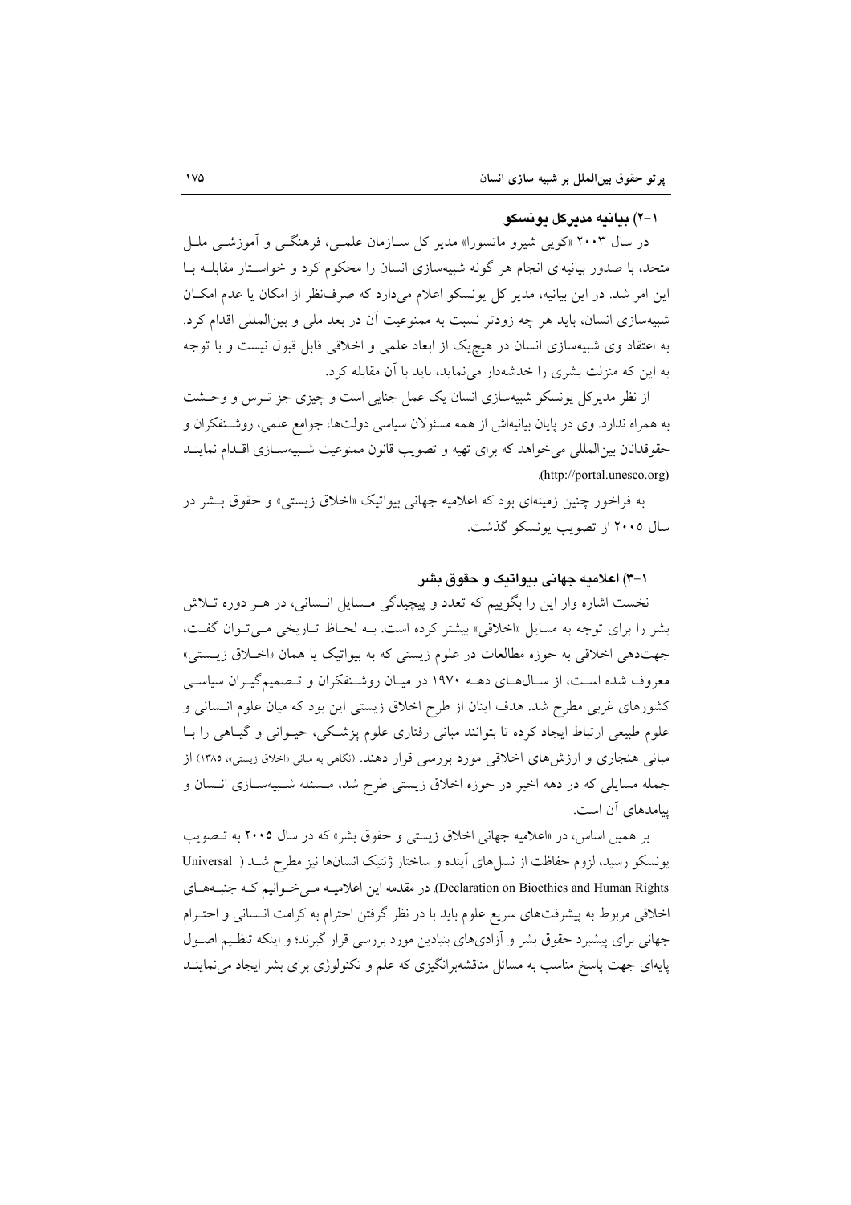### ۱-۲) بیانیه مدیرکل یونسکو

در سال ۲۰۰۳ «کویی شیرو ماتسورا» مدیر کل سازمان علمی، فرهنگی و آموزشی ملل متحد، با صدور بیانیه‌ای انجام هر گونه شبیه‌سازی انسان را محکوم کرد و خواستار مقابله با این امر شد. در این بیانیه، مدیر کل یونسکو اعلام می‌دارد که صرف‌نظر از امکان یا عدم امکان شبیه‌سازی انسان، باید هر چه زودتر نسبت به ممنوعیت آن در بعد ملی و بین‌المللی اقدام کرد. به اعتقاد وی شبیه‌سازی انسان در هیچ‌یک از ابعاد علمی و اخلاقی قابل قبول نیست و با توجه به این که منزلت بشری را خدشه‌دار می‌نماید، باید با آن مقابله کرد.

از نظر مدیرکل یونسکو شبیه‌سازی انسان یک عمل جنایی است و چیزی جز ترس و وحشت به همراه ندارد. وی در پایان بیانیه‌اش از همه مسئولان سیاسی دولت‌ها، جوامع علمی، روشنفکران و حقوقدانان بین‌المللی می‌خواهد که برای تهیه و تصویب قانون ممنوعیت شبیه‌سازی اقدام نمایند (http://portal.unesco.org).

به فراخور چنین زمینه‌ای بود که اعلامیه جهانی بیواتیک «اخلاق زیستی» و حقوق بشر در سال ۲۰۰۵ از تصویب یونسکو گذشت.

### ۱-۳) اعلامیه جهانی بیواتیک و حقوق بشر

نخست اشاره وار این را بگوییم که تعدد و پیچیدگی مسایل انسانی، در هر دوره تلاش بشر را برای توجه به مسایل «اخلاقی» بیشتر کرده است. به لحاظ تاریخی می‌توان گفت، جهت‌دهی اخلاقی به حوزه مطالعات در علوم زیستی که به بیواتیک یا همان «اخلاق زیستی» معروف شده است، از سال‌های دهه ۱۹۷۰ در میان روشنفکران و تصمیم‌گیران سیاسی کشورهای غربی مطرح شد. هدف اینان از طرح اخلاق زیستی این بود که میان علوم انسانی و علوم طبیعی ارتباط ایجاد کرده تا بتوانند مبانی رفتاری علوم پزشکی، حیوانی و گیاهی را با مبانی هنجاری و ارزش‌های اخلاقی مورد بررسی قرار دهند. (نگاهی به مبانی «اخلاق زیستی»، ۱۳۸۵) از جمله مسایلی که در دهه اخیر در حوزه اخلاق زیستی طرح شد، مسئله شبیه‌سازی انسان و پیامدهای آن است.

بر همین اساس، در «اعلامیه جهانی اخلاق زیستی و حقوق بشر» که در سال ۲۰۰۵ به تصویب یونسکو رسید، لزوم حفاظت از نسل‌های آینده و ساختار ژنتیک انسان‌ها نیز مطرح شد (Universal Declaration on Bioethics and Human Rights). در مقدمه این اعلامیه می‌خوانیم که جنبه‌های اخلاقی مربوط به پیشرفت‌های سریع علوم باید با در نظر گرفتن احترام به کرامت انسانی و احترام جهانی برای پیشبرد حقوق بشر و آزادی‌های بنیادین مورد بررسی قرار گیرند؛ و اینکه تنظیم اصول پایه‌ای جهت پاسخ مناسب به مسائل مناقشه‌برانگیزی که علم و تکنولوژی برای بشر ایجاد می‌نمایند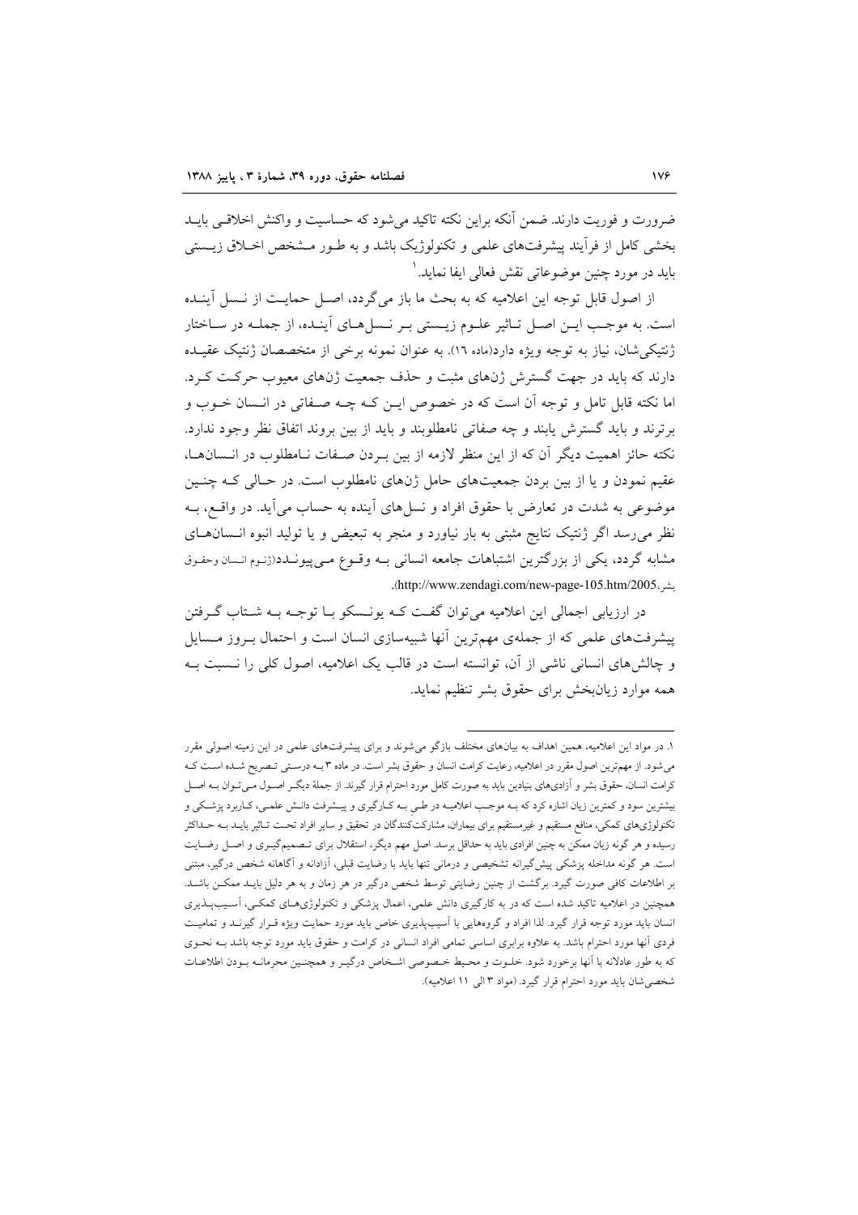ضرورت و فوریت دارند. ضمن آنکه براین نکته تاکید می‌شود که حساسیت و واکنش اخلاقی باید بخشی کامل از فرآیند پیشرفت‌های علمی و تکنولوژیک باشد و به طور مشخص اخلاق زیستی باید در مورد چنین موضوعاتی نقش فعالی ایفا نماید.[1]

از اصول قابل توجه این اعلامیه که به بحث ما باز می‌گردد، اصل حمایت از نسل آینده است. به موجب این اصل تاثیر علوم زیستی بر نسل‌های آینده، از جمله در ساختار ژنتیکی‌شان، نیاز به توجه ویژه دارد(ماده ۱۶). به عنوان نمونه برخی از متخصصان ژنتیک عقیده دارند که باید در جهت گسترش ژن‌های مثبت و حذف جمعیت ژن‌های معیوب حرکت کرد. اما نکته قابل تامل و توجه آن است که در خصوص این که چه صفاتی در انسان خوب و برترند و باید گسترش یابند و چه صفاتی نامطلوبند و باید از بین بروند اتفاق نظر وجود ندارد. نکته حائز اهمیت دیگر آن که از این منظر لازمه از بین بردن صفات نامطلوب در انسان‌ها، عقیم نمودن و یا از بین بردن جمعیت‌های حامل ژن‌های نامطلوب است. در حالی که چنین موضوعی به شدت در تعارض با حقوق افراد و نسل‌های آینده به حساب می‌آید. در واقع، به نظر می‌رسد اگر ژنتیک نتایج مثبتی به بار نیاورد و منجر به تبعیض و یا تولید انبوه انسان‌های مشابه گردد، یکی از بزرگترین اشتباهات جامعه انسانی به وقوع می‌پیوندد(ژنوم انسان وحقوق بشر،http://www.zendagi.com/new-page-105.htm/2005).

در ارزیابی اجمالی این اعلامیه می‌توان گفت که یونسکو با توجه به شتاب گرفتن پیشرفت‌های علمی که از جمله‌ی مهم‌ترین آنها شبیه‌سازی انسان است و احتمال بروز مسایل و چالش‌های انسانی ناشی از آن، توانسته است در قالب یک اعلامیه، اصول کلی را نسبت به همه موارد زیان‌بخش برای حقوق بشر تنظیم نماید.

---

[1] در مواد این اعلامیه، همین اهداف به بیان‌های مختلف بازگو می‌شوند و برای پیشرفت‌های علمی در این زمینه اصولی مقرر می‌شود. از مهم‌ترین اصول مقرر در اعلامیه، رعایت کرامت انسان و حقوق بشر است. در ماده ۳ به درستی تصریح شده است که کرامت انسان، حقوق بشر و آزادی‌های بنیادین باید به صورت کامل مورد احترام قرار گیرند. از جملهٔ دیگر اصول می‌توان به اصل بیشترین سود و کمترین زیان اشاره کرد که به موجب اعلامیه در طی به کارگیری و پیشرفت دانش علمی، کاربرد پزشکی و تکنولوژی‌های کمکی، منافع مستقیم و غیرمستقیم برای بیماران، مشارکت‌کنندگان در تحقیق و سایر افراد تحت تاثیر باید به حداکثر رسیده و هر گونه زیان ممکن به چنین افرادی باید به حداقل برسد. اصل مهم دیگر، استقلال برای تصمیم‌گیری و اصل رضایت است. هر گونه مداخله پزشکی پیش‌گیرانه تشخیصی و درمانی تنها باید با رضایت قبلی، آزادانه و آگاهانه شخص درگیر، مبتنی بر اطلاعات کافی صورت گیرد. برگشت از چنین رضایتی توسط شخص درگیر در هر زمان و به هر دلیل باید ممکن باشد. همچنین در اعلامیه تاکید شده است که در به کارگیری دانش علمی، اعمال پزشکی و تکنولوژی‌های کمکی، آسیب‌پذیری انسان باید مورد توجه قرار گیرد. لذا افراد و گروه‌هایی با آسیب‌پذیری خاص باید مورد حمایت ویژه قرار گیرند و تمامیت فردی آنها مورد احترام باشد. به علاوه برابری اساسی تمامی افراد انسانی در کرامت و حقوق باید مورد توجه باشد به نحوی که به طور عادلانه با آنها برخورد شود. خلوت و محیط خصوصی اشخاص درگیر و همچنین محرمانه بودن اطلاعات شخصی‌شان باید مورد احترام قرار گیرد. (مواد ۳ الی ۱۱ اعلامیه).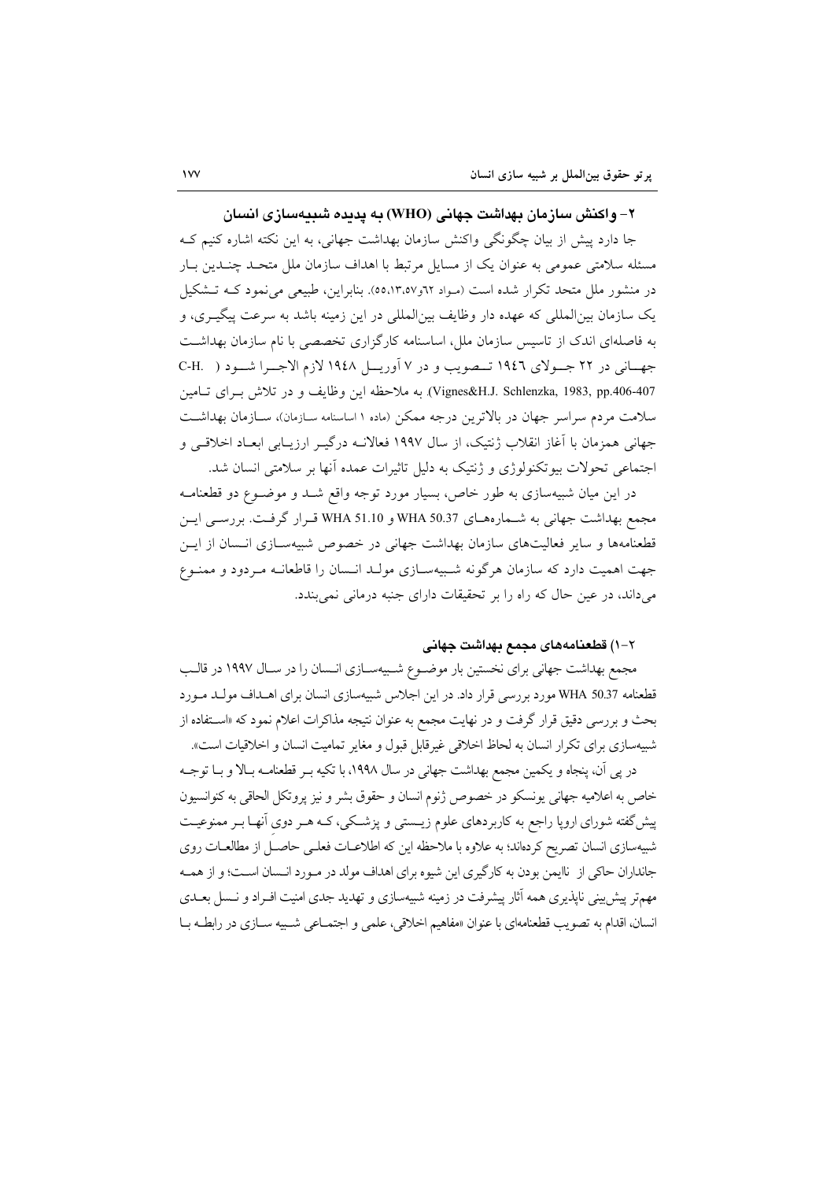## ۲- واکنش سازمان بهداشت جهانی (WHO) به پدیده شبیه‌سازی انسان

جا دارد پیش از بیان چگونگی واکنش سازمان بهداشت جهانی، به این نکته اشاره کنیم که مسئله سلامتی عمومی به عنوان یک از مسایل مرتبط با اهداف سازمان ملل متحد چندین بار در منشور ملل متحد تکرار شده است (مواد ٦٢و٥٥،١٣،٥٧). بنابراین، طبیعی می‌نمود که تشکیل یک سازمان بین‌المللی که عهده دار وظایف بین‌المللی در این زمینه باشد به سرعت پیگیری، و به فاصله‌ای اندک از تاسیس سازمان ملل، اساسنامه کارگزاری تخصصی با نام سازمان بهداشت جهانی در ٢٢ جولای ١٩٤٦ تصویب و در ٧ آوریل ١٩٤٨ لازم الاجرا شود ( C-H. Vignes&H.J. Schlenzka, 1983, pp.406-407). به ملاحظه این وظایف و در تلاش برای تامین سلامت مردم سراسر جهان در بالاترین درجه ممکن (ماده ١ اساسنامه سازمان)، سازمان بهداشت جهانی همزمان با آغاز انقلاب ژنتیک، از سال ١٩٩٧ فعالانه درگیر ارزیابی ابعاد اخلاقی و اجتماعی تحولات بیوتکنولوژی و ژنتیک به دلیل تاثیرات عمده آنها بر سلامتی انسان شد.

در این میان شبیه‌سازی به طور خاص، بسیار مورد توجه واقع شد و موضوع دو قطعنامه مجمع بهداشت جهانی به شماره‌های WHA 50.37 و WHA 51.10 قرار گرفت. بررسی این قطعنامه‌ها و سایر فعالیت‌های سازمان بهداشت جهانی در خصوص شبیه‌سازی انسان از این جهت اهمیت دارد که سازمان هرگونه شبیه‌سازی مولد انسان را قاطعانه مردود و ممنوع می‌داند، در عین حال که راه را بر تحقیقات دارای جنبه درمانی نمی‌بندد.

### ۲-۱) قطعنامه‌های مجمع بهداشت جهانی

مجمع بهداشت جهانی برای نخستین بار موضوع شبیه‌سازی انسان را در سال ١٩٩٧ در قالب قطعنامه WHA 50.37 مورد بررسی قرار داد. در این اجلاس شبیه‌سازی انسان برای اهداف مولد مورد بحث و بررسی دقیق قرار گرفت و در نهایت مجمع به عنوان نتیجه مذاکرات اعلام نمود که «استفاده از شبیه‌سازی برای تکرار انسان به لحاظ اخلاقی غیرقابل قبول و مغایر تمامیت انسان و اخلاقیات است».

در پی آن، پنجاه و یکمین مجمع بهداشت جهانی در سال ١٩٩٨، با تکیه بر قطعنامه بالا و با توجه خاص به اعلامیه جهانی یونسکو در خصوص ژنوم انسان و حقوق بشر و نیز پروتکل الحاقی به کنوانسیون پیش‌گفته شورای اروپا راجع به کاربردهای علوم زیستی و پزشکی، که هر دوی آنها بر ممنوعیت شبیه‌سازی انسان تصریح کرده‌اند؛ به علاوه با ملاحظه این که اطلاعات فعلی حاصل از مطالعات روی جانداران حاکی از ناایمن بودن به کارگیری این شیوه برای اهداف مولد در مورد انسان است؛ و از همه مهم‌تر پیش‌بینی ناپذیری همه آثار پیشرفت در زمینه شبیه‌سازی و تهدید جدی امنیت افراد و نسل بعدی انسان، اقدام به تصویب قطعنامه‌ای با عنوان «مفاهیم اخلاقی، علمی و اجتماعی شبیه سازی در رابطه با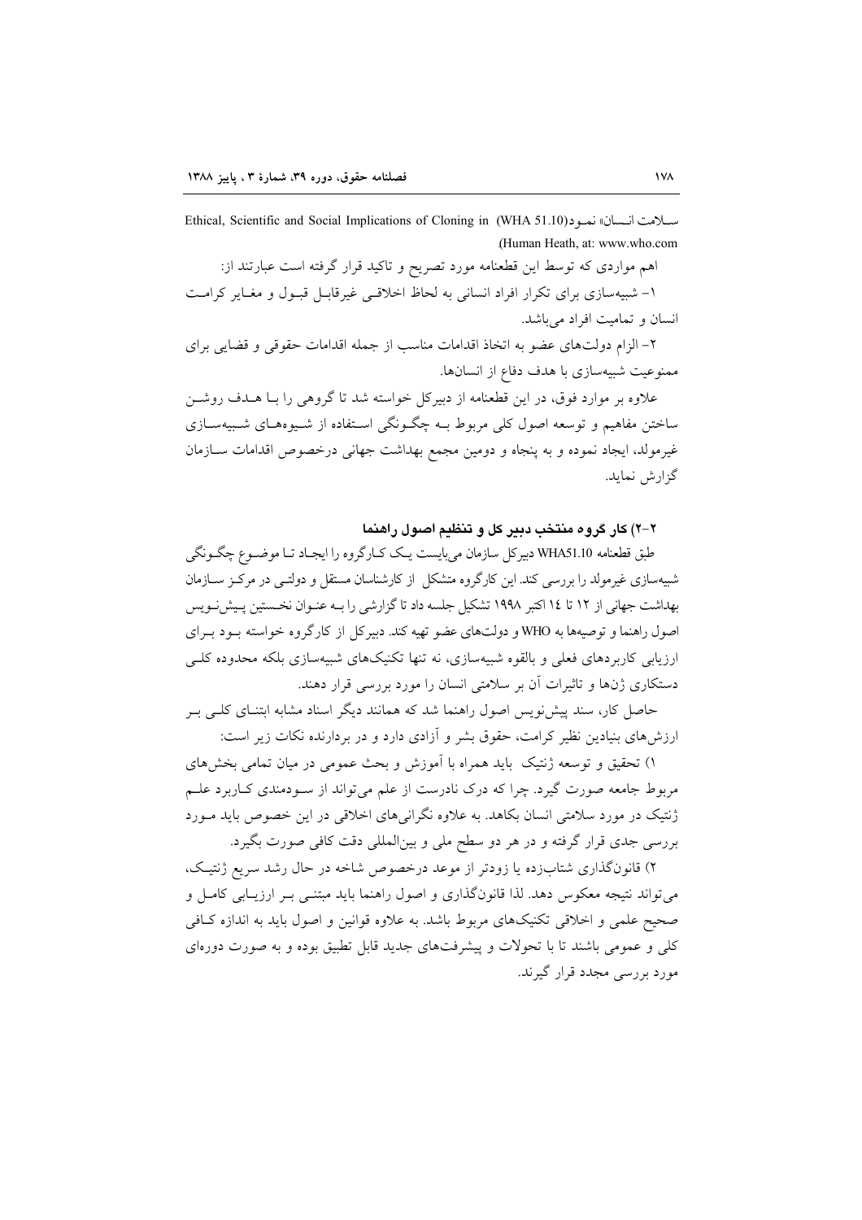سلامت انسان» نمود(Ethical, Scientific and Social Implications of Cloning in (WHA 51.10) Human Heath, at: www.who.com).

اهم مواردی که توسط این قطعنامه مورد تصریح و تاکید قرار گرفته است عبارتند از:

۱- شبیه‌سازی برای تکرار افراد انسانی به لحاظ اخلاقی غیرقابل قبول و مغایر کرامت انسان و تمامیت افراد می‌باشد.

۲- الزام دولت‌های عضو به اتخاذ اقدامات مناسب از جمله اقدامات حقوقی و قضایی برای ممنوعیت شبیه‌سازی با هدف دفاع از انسان‌ها.

علاوه بر موارد فوق، در این قطعنامه از دبیرکل خواسته شد تا گروهی را با هدف روشن ساختن مفاهیم و توسعه اصول کلی مربوط به چگونگی استفاده از شیوه‌های شبیه‌سازی غیرمولد، ایجاد نموده و به پنجاه و دومین مجمع بهداشت جهانی درخصوص اقدامات سازمان گزارش نماید.

### ۲-۲) کار گروه منتخب دبیر کل و تنظیم اصول راهنما

طبق قطعنامه WHA51.10 دبیرکل سازمان می‌بایست یک کارگروه را ایجاد تا موضوع چگونگی شبیه‌سازی غیرمولد را بررسی کند. این کارگروه متشکل از کارشناسان مستقل و دولتی در مرکز سازمان بهداشت جهانی از ۱۲ تا ۱۴ اکتبر ۱۹۹۸ تشکیل جلسه داد تا گزارشی را به عنوان نخستین پیش‌نویس اصول راهنما و توصیه‌ها به WHO و دولت‌های عضو تهیه کند. دبیرکل از کارگروه خواسته بود برای ارزیابی کاربردهای فعلی و بالقوه شبیه‌سازی، نه تنها تکنیک‌های شبیه‌سازی بلکه محدوده کلی دستکاری ژن‌ها و تاثیرات آن بر سلامتی انسان را مورد بررسی قرار دهند.

حاصل کار، سند پیش‌نویس اصول راهنما شد که همانند دیگر اسناد مشابه ابتنای کلی بر ارزش‌های بنیادین نظیر کرامت، حقوق بشر و آزادی دارد و در بردارنده نکات زیر است:

۱) تحقیق و توسعه ژنتیک باید همراه با آموزش و بحث عمومی در میان تمامی بخش‌های مربوط جامعه صورت گیرد. چرا که درک نادرست از علم می‌تواند از سودمندی کاربرد علم ژنتیک در مورد سلامتی انسان بکاهد. به علاوه نگرانی‌های اخلاقی در این خصوص باید مورد بررسی جدی قرار گرفته و در هر دو سطح ملی و بین‌المللی دقت کافی صورت بگیرد.

۲) قانون‌گذاری شتاب‌زده یا زودتر از موعد درخصوص شاخه در حال رشد سریع ژنتیک، می‌تواند نتیجه معکوس دهد. لذا قانون‌گذاری و اصول راهنما باید مبتنی بر ارزیابی کامل و صحیح علمی و اخلاقی تکنیک‌های مربوط باشد. به علاوه قوانین و اصول باید به اندازه کافی کلی و عمومی باشند تا با تحولات و پیشرفت‌های جدید قابل تطبیق بوده و به صورت دوره‌ای مورد بررسی مجدد قرار گیرند.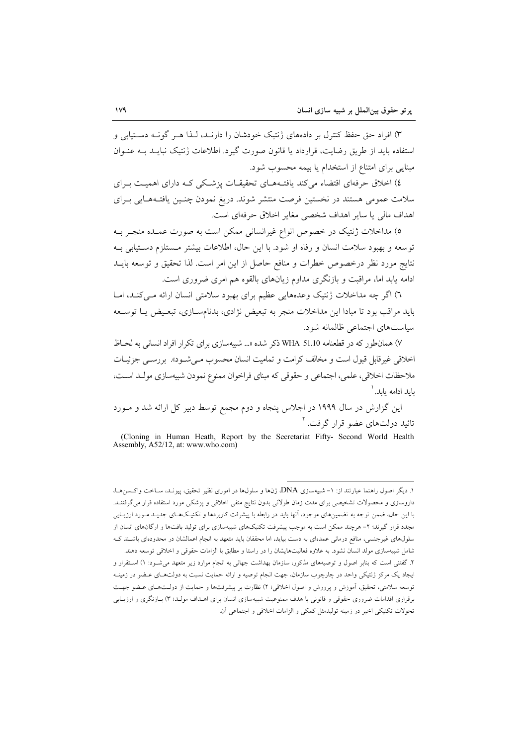۳) افراد حق حفظ کنترل بر دادههای ژنتیک خودشان را دارنـد، لـذا هـر گونـه دسـتیابی و استفاده باید از طریق رضایت، قرارداد یا قانون صورت گیرد. اطلاعات ژنتیک نبایـد بـه عنـوان مبنایی برای امتناع از استخدام یا بیمه محسوب شود.

٤) اخلاق حرفهای اقتضاء میکند یافتـههـای تحقیقـات پزشـکی کـه دارای اهمیـت بـرای سلامت عمومی هستند در نخستین فرصت منتشر شوند. دریغ نمودن چنـین یافتـههـایی بـرای اهداف مالی یا سایر اهداف شخصی مغایر اخلاق حرفهای است.

٥) مداخلات ژنتیک در خصوص انواع غیرانسانی ممکن است به صورت عمـده منجـر بـه توسعه و بهبود سلامت انسان و رفاه او شود. با این حال، اطلاعات بیشتر مـستلزم دسـتیابی بـه نتایج مورد نظر درخصوص خطرات و منافع حاصل از این امر است. لذا تحقیق و توسعه بایـد ادامه یابد اما، مراقبت و بازنگری مداوم زیانهای بالقوه هم امری ضروری است.

٦) اگر چه مداخلات ژنتیک وعدههایی عظیم برای بهبود سلامتی انسان ارائه مـیکنـد، امـا باید مراقب بود تا مبادا این مداخلات منجر به تبعیض نژادی، بدنامسـازی، تبعـیض یـا توسـعه سیاستهای اجتماعی ظالمانه شود.

۷) همانطور که در قطعنامه WHA 51.10 ذکر شده «... شبیهسازی برای تکرار افراد انسانی به لحـاظ اخلاقی غیرقابل قبول است و مخالف کرامت و تمامیت انسان محسوب مـیشـود». بررسـی جزئیـات ملاحظات اخلاقی، علمی، اجتماعی و حقوقی که مبنای فراخوان ممنوع نمودن شبیهسازی مولـد اسـت، باید ادامه یابد.[1]

این گزارش در سال ۱۹۹۹ در اجلاس پنجاه و دوم مجمع توسط دبیر کل ارائه شد و مـورد تائید دولتهای عضو قرار گرفت.[2]

(Cloning in Human Heath, Report by the Secretariat Fifty- Second World Health Assembly, A52/12, at: www.who.com)

---

۱. دیگر اصول راهنما عبارتند از: ۱- شبیهسازی DNA، ژنها و سلولها در اموری نظیر تحقیق، پیونـد، سـاخت واکـسنهـا، داروسازی و محصولات تشخیصی برای مدت زمان طولانی بدون نتایج منفی اخلاقی و پزشکی مورد استفاده قرار میگرفتنـد. با این حال، ضمن توجه به تضمینهای موجود، آنها باید در رابطه با پیشرفت کاربردها و تکنیـکهـای جدیـد مـورد ارزیـابی مجدد قرار گیرند؛ ۲- هرچند ممکن است به موجب پیشرفت تکنیکهای شبیهسازی برای تولید بافتها و ارگانهای انسان از سلولهای غیرجنسی، منافع درمانی عمدهای به دست بیاید، اما محققان باید متعهد به انجام اعمالشان در محدودهای باشـند کـه شامل شبیهسازی مولد انسان نشود. به علاوه فعالیتهایشان را در راستا و مطابق با الزامات حقوقی و اخلاقی توسعه دهند.

۲. گفتنی است که بنابر اصول و توصیههای مذکور، سازمان بهداشت جهانی به انجام موارد زیر متعهد میشـود: ۱) اسـتقرار و ایجاد یک مرکز ژنتیکی واحد در چارچوب سازمان، جهت انجام توصیه و ارائه حمایت نسبت به دولتهـای عـضو در زمینـه توسعه سلامتی، تحقیق، آموزش و پرورش و اصول اخلاقی؛ ۲) نظارت بر پیشرفتها و حمایت از دولـتهـای عـضو جهـت برقراری اقدامات ضروری حقوقی و قانونی با هدف ممنوعیت شبیهسازی انسان برای اهـداف مولـد؛ ۳) بـازنگری و ارزیـابی تحولات تکنیکی اخیر در زمینه تولیدمثل کمکی و الزامات اخلاقی و اجتماعی آن.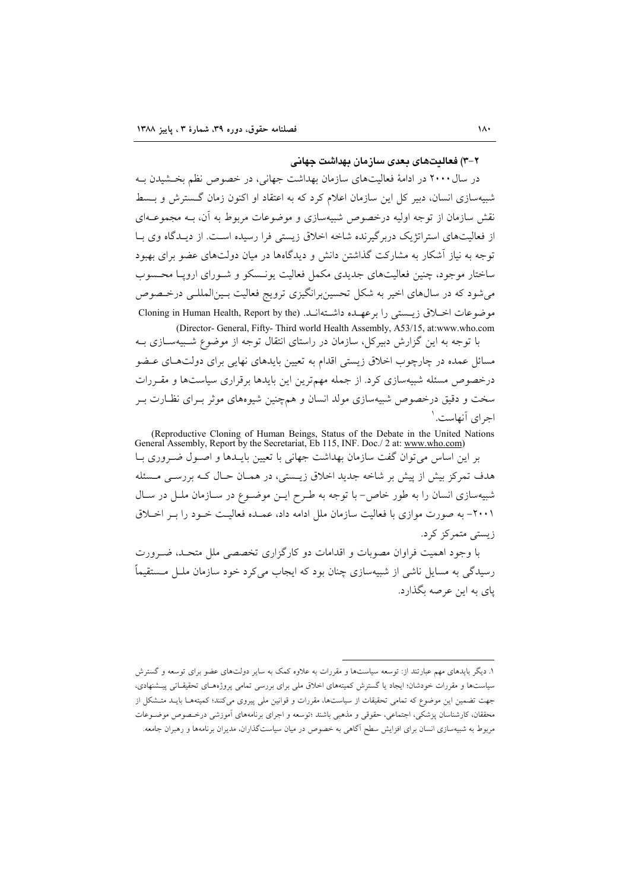### ۲-۳) فعالیت‌های بعدی سازمان بهداشت جهانی

در سال ۲۰۰۰ در ادامهٔ فعالیت‌های سازمان بهداشت جهانی، در خصوص نظم بخشیدن به شبیه‌سازی انسان، دبیر کل این سازمان اعلام کرد که به اعتقاد او اکنون زمان گسترش و بسط نقش سازمان از توجه اولیه درخصوص شبیه‌سازی و موضوعات مربوط به آن، به مجموعه‌ای از فعالیت‌های استراتژیک دربرگیرنده شاخه اخلاق زیستی فرا رسیده است. از دیدگاه وی با توجه به نیاز آشکار به مشارکت گذاشتن دانش و دیدگاه‌ها در میان دولت‌های عضو برای بهبود ساختار موجود، چنین فعالیت‌های جدیدی مکمل فعالیت یونسکو و شورای اروپا محسوب می‌شود که در سال‌های اخیر به شکل تحسین‌برانگیزی ترویج فعالیت بین‌المللی درخصوص موضوعات اخلاق زیستی را برعهده داشته‌اند. (Cloning in Human Health, Report by the Director- General, Fifty- Third world Health Assembly, A53/15, at:www.who.com)

با توجه به این گزارش دبیرکل، سازمان در راستای انتقال توجه از موضوع شبیه‌سازی به مسائل عمده در چارچوب اخلاق زیستی اقدام به تعیین بایدهای نهایی برای دولت‌های عضو درخصوص مسئله شبیه‌سازی کرد. از جمله مهم‌ترین این بایدها برقراری سیاست‌ها و مقررات سخت و دقیق درخصوص شبیه‌سازی مولد انسان و همچنین شیوه‌های موثر برای نظارت بر اجرای آنهاست.[۱]

(Reproductive Cloning of Human Beings, Status of the Debate in the United Nations General Assembly, Report by the Secretariat, Eb 115, INF. Doc./ 2 at: www.who.com)

بر این اساس می‌توان گفت سازمان بهداشت جهانی با تعیین بایدها و اصول ضروری با هدف تمرکز بیش از پیش بر شاخه جدید اخلاق زیستی، در همان حال که بررسی مسئله شبیه‌سازی انسان را به طور خاص- با توجه به طرح این موضوع در سازمان ملل در سال ۲۰۰۱- به صورت موازی با فعالیت سازمان ملل ادامه داد، عمده فعالیت خود را بر اخلاق زیستی متمرکز کرد.

با وجود اهمیت فراوان مصوبات و اقدامات دو کارگزاری تخصصی ملل متحد، ضرورت رسیدگی به مسایل ناشی از شبیه‌سازی چنان بود که ایجاب می‌کرد خود سازمان ملل مستقیماً پای به این عرصه بگذارد.

---

۱. دیگر بایدهای مهم عبارتند از: توسعه سیاست‌ها و مقررات به علاوه کمک به سایر دولت‌های عضو برای توسعه و گسترش سیاست‌ها و مقررات خودشان؛ ایجاد یا گسترش کمیته‌های اخلاق ملی برای بررسی تمامی پروژه‌های تحقیقاتی پیشنهادی، جهت تضمین این موضوع که تمامی تحقیقات از سیاست‌ها، مقررات و قوانین ملی پیروی می‌کنند؛ کمیته‌ها باید متشکل از محققان، کارشناسان پزشکی، اجتماعی، حقوقی و مذهبی باشند ؛توسعه و اجرای برنامه‌های آموزشی درخصوص موضوعات مربوط به شبیه‌سازی انسان برای افزایش سطح آگاهی به خصوص در میان سیاست‌گذاران، مدیران برنامه‌ها و رهبران جامعه.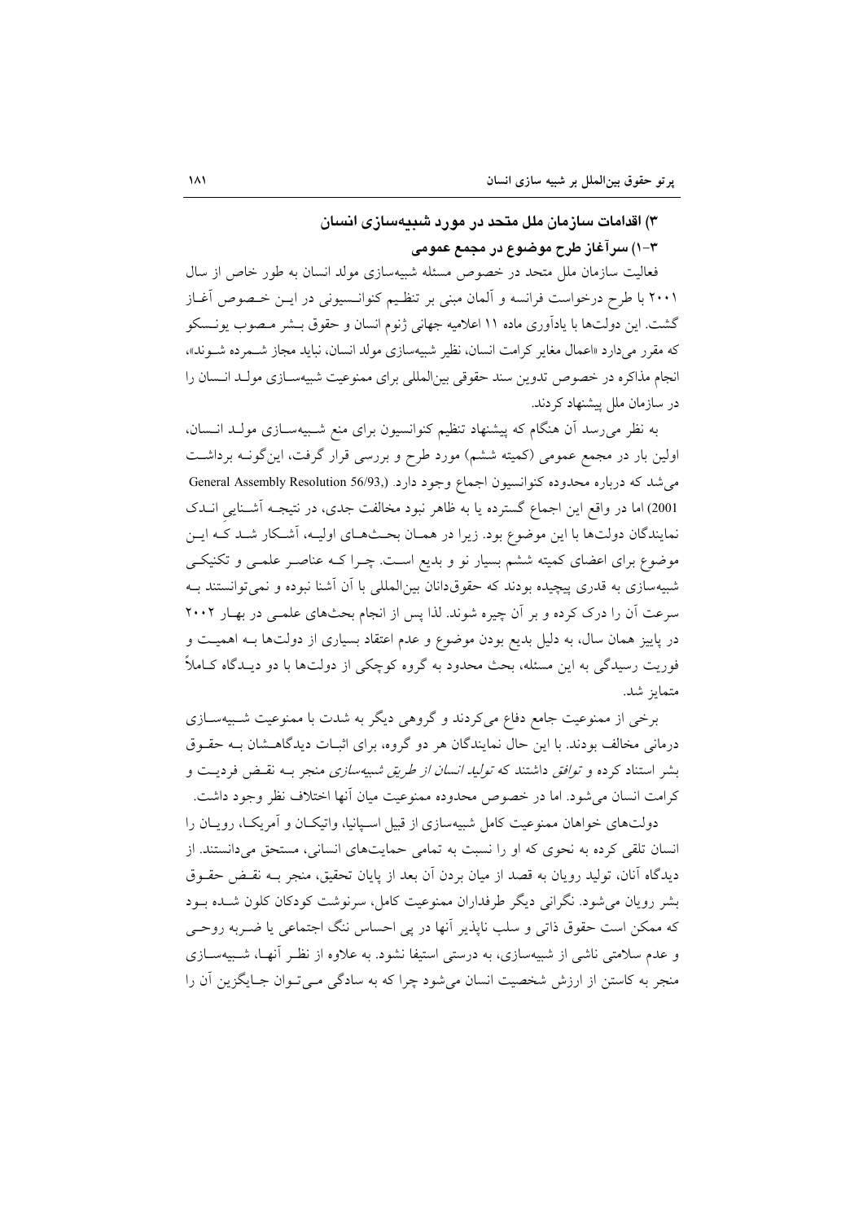### ۳) اقدامات سازمان ملل متحد در مورد شبیه‌سازی انسان

#### ۳-۱) سرآغاز طرح موضوع در مجمع عمومی

فعالیت سازمان ملل متحد در خصوص مسئله شبیه‌سازی مولد انسان به طور خاص از سال ۲۰۰۱ با طرح درخواست فرانسه و آلمان مبنی بر تنظیم کنوانسیونی در این خصوص آغاز گشت. این دولت‌ها با یادآوری ماده ۱۱ اعلامیه جهانی ژنوم انسان و حقوق بشر مصوب یونسکو که مقرر می‌دارد «اعمال مغایر کرامت انسان، نظیر شبیه‌سازی مولد انسان، نباید مجاز شمرده شوند»، انجام مذاکره در خصوص تدوین سند حقوقی بین‌المللی برای ممنوعیت شبیه‌سازی مولد انسان را در سازمان ملل پیشنهاد کردند.

به نظر می‌رسد آن هنگام که پیشنهاد تنظیم کنوانسیون برای منع شبیه‌سازی مولد انسان، اولین بار در مجمع عمومی (کمیته ششم) مورد طرح و بررسی قرار گرفت، این‌گونه برداشت می‌شد که درباره محدوده کنوانسیون اجماع وجود دارد. (General Assembly Resolution 56/93, 2001) اما در واقع این اجماع گسترده یا به ظاهر نبود مخالفت جدی، در نتیجه آشنایی اندک نمایندگان دولت‌ها با این موضوع بود. زیرا در همان بحث‌های اولیه، آشکار شد که این موضوع برای اعضای کمیته ششم بسیار نو و بدیع است. چرا که عناصر علمی و تکنیکی شبیه‌سازی به قدری پیچیده بودند که حقوق‌دانان بین‌المللی با آن آشنا نبوده و نمی‌توانستند به سرعت آن را درک کرده و بر آن چیره شوند. لذا پس از انجام بحث‌های علمی در بهار ۲۰۰۲ در پاییز همان سال، به دلیل بدیع بودن موضوع و عدم اعتقاد بسیاری از دولت‌ها به اهمیت و فوریت رسیدگی به این مسئله، بحث محدود به گروه کوچکی از دولت‌ها با دو دیدگاه کاملاً متمایز شد.

برخی از ممنوعیت جامع دفاع می‌کردند و گروهی دیگر به شدت با ممنوعیت شبیه‌سازی درمانی مخالف بودند. با این حال نمایندگان هر دو گروه، برای اثبات دیدگاهشان به حقوق بشر استناد کرده و *توافق* داشتند که *تولید انسان از طریق شبیه‌سازی* منجر به نقض فردیت و کرامت انسان می‌شود. اما در خصوص محدوده ممنوعیت میان آنها اختلاف نظر وجود داشت.

دولت‌های خواهان ممنوعیت کامل شبیه‌سازی از قبیل اسپانیا، واتیکان و آمریکا، رویان را انسان تلقی کرده به نحوی که او را نسبت به تمامی حمایت‌های انسانی، مستحق می‌دانستند. از دیدگاه آنان، تولید رویان به قصد از میان بردن آن بعد از پایان تحقیق، منجر به نقض حقوق بشر رویان می‌شود. نگرانی دیگر طرفداران ممنوعیت کامل، سرنوشت کودکان کلون شده بود که ممکن است حقوق ذاتی و سلب ناپذیر آنها در پی احساس ننگ اجتماعی یا ضربه روحی و عدم سلامتی ناشی از شبیه‌سازی، به درستی استیفا نشود. به علاوه از نظر آنها، شبیه‌سازی منجر به کاستن از ارزش شخصیت انسان می‌شود چرا که به سادگی می‌توان جایگزین آن را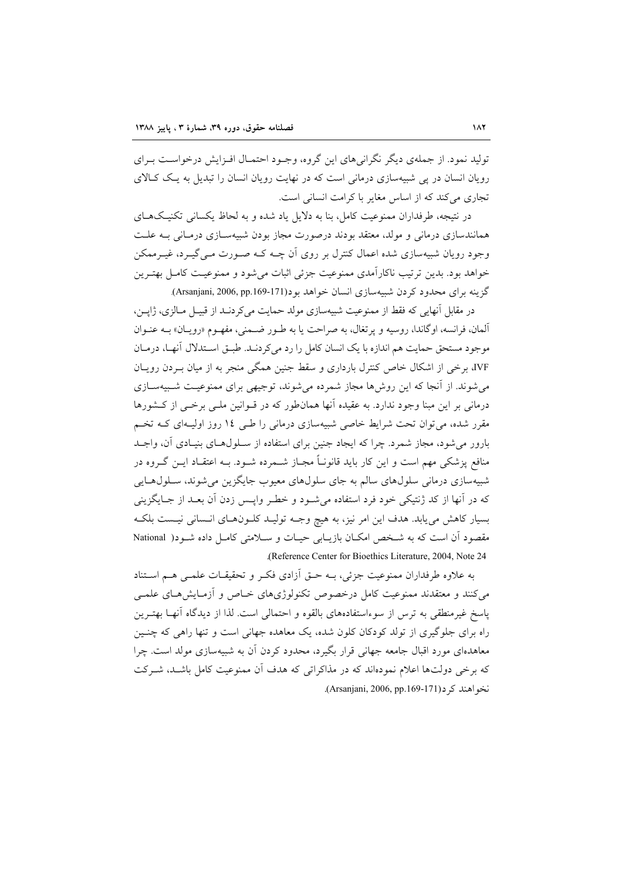تولید نمود. از جمله‌ی دیگر نگرانی‌های این گروه، وجـود احتمـال افـزایش درخواسـت بـرای رویان انسان در پی شبیه‌سازی درمانی است که در نهایت رویان انسان را تبدیل به یـک کـالای تجاری می‌کند که از اساس مغایر با کرامت انسانی است.

در نتیجه، طرفداران ممنوعیت کامل، بنا به دلایل یاد شده و به لحاظ یکسانی تکنیـک‌هـای همانندسازی درمانی و مولد، معتقد بودند درصورت مجاز بودن شبیه‌سـازی درمـانی بـه علـت وجود رویان شبیه‌سازی شده اعمال کنترل بر روی آن چـه کـه صـورت مـی‌گیـرد، غیـرممکن خواهد بود. بدین ترتیب ناکارآمدی ممنوعیت جزئی اثبات می‌شود و ممنوعیـت کامـل بهتـرین گزینه برای محدود کردن شبیه‌سازی انسان خواهد بود(Arsanjani, 2006, pp.169-171).

در مقابل آنهایی که فقط از ممنوعیت شبیه‌سازی مولد حمایت می‌کردنـد از قبیـل مـالزی، ژاپـن، آلمان، فرانسه، اوگاندا، روسیه و پرتغال، به صراحت یا به طـور ضـمنی، مفهـوم «رویـان» بـه عنـوان موجود مستحق حمایت هم اندازه با یک انسان کامل را رد می‌کردنـد. طبـق اسـتدلال آنهـا، درمـان IVF، برخی از اشکال خاص کنترل بارداری و سقط جنین همگی منجر به از میان بـردن رویـان می‌شوند. از آنجا که این روش‌ها مجاز شمرده می‌شوند، توجیهی برای ممنوعیـت شـبیه‌سـازی درمانی بر این مبنا وجود ندارد. به عقیده آنها همان‌طور که در قـوانین ملـی برخـی از کـشورها مقرر شده، می‌توان تحت شرایط خاصی شبیه‌سازی درمانی را طـی ١٤ روز اولیـه‌ای کـه تخـم بارور می‌شود، مجاز شمرد. چرا که ایجاد جنین برای استفاده از سـلول‌هـای بنیـادی آن، واجـد منافع پزشکی مهم است و این کار باید قانونـاً مجـاز شـمرده شـود. بـه اعتقـاد ایـن گـروه در شبیه‌سازی درمانی سلول‌های سالم به جای سلول‌های معیوب جایگزین می‌شوند، سـلول‌هـایی که در آنها از کد ژنتیکی خود فرد استفاده می‌شـود و خطـر واپـس زدن آن بعـد از جـایگزینی بسیار کاهش می‌یابد. هدف این امر نیز، به هیچ وجـه تولیـد کلـون‌هـای انـسانی نیـست بلکـه مقصود آن است که به شـخص امکـان بازیـابی حیـات و سـلامتی کامـل داده شـود( National Reference Center for Bioethics Literature, 2004, Note 24).

به علاوه طرفداران ممنوعیت جزئی، بـه حـق آزادی فکـر و تحقیقـات علمـی هـم اسـتناد می‌کنند و معتقدند ممنوعیت کامل درخصوص تکنولوژی‌های خـاص و آزمـایش‌هـای علمـی پاسخ غیرمنطقی به ترس از سوءاستفاده‌های بالقوه و احتمالی است. لذا از دیدگاه آنهـا بهتـرین راه برای جلوگیری از تولد کودکان کلون شده، یک معاهده جهانی است و تنها راهی که چنـین معاهده‌ای مورد اقبال جامعه جهانی قرار بگیرد، محدود کردن آن به شبیه‌سازی مولد است. چرا که برخی دولت‌ها اعلام نموده‌اند که در مذاکراتی که هدف آن ممنوعیت کامل باشـد، شـرکت نخواهند کرد(Arsanjani, 2006, pp.169-171).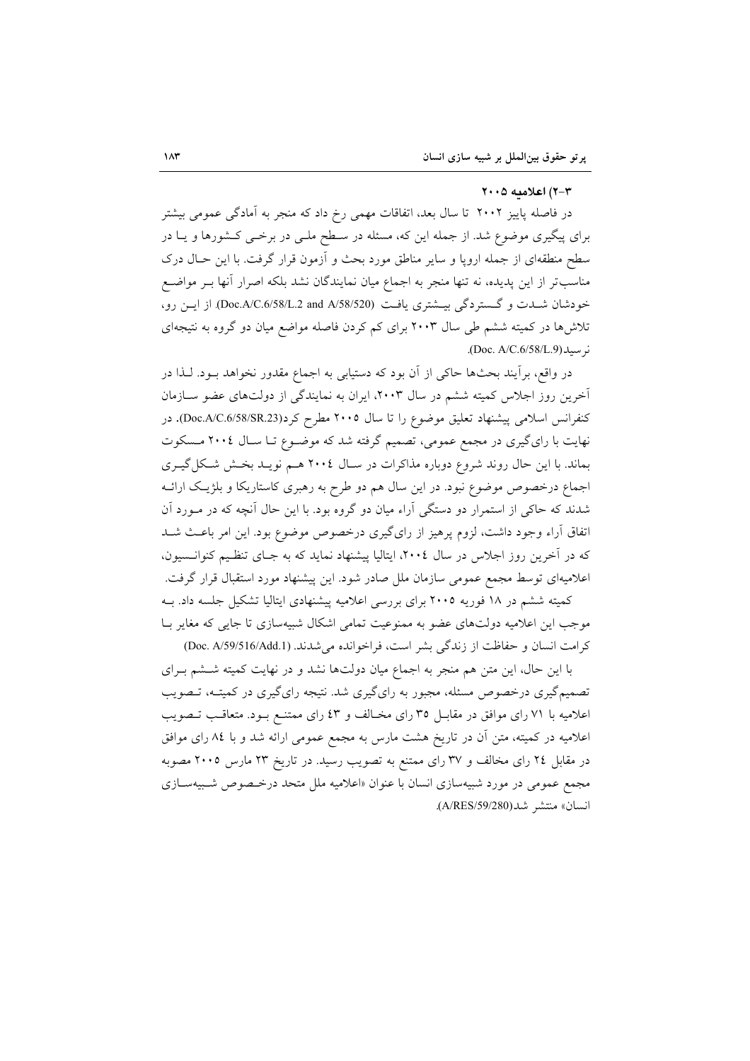### ۳-۲) اعلامیه ۲۰۰۵

در فاصله پاییز ۲۰۰۲ تا سال بعد، اتفاقات مهمی رخ داد که منجر به آمادگی عمومی بیشتر برای پیگیری موضوع شد. از جمله این که، مسئله در سطح ملی در برخی کشورها و یا در سطح منطقه‌ای از جمله اروپا و سایر مناطق مورد بحث و آزمون قرار گرفت. با این حال درک مناسب‌تر از این پدیده، نه تنها منجر به اجماع میان نمایندگان نشد بلکه اصرار آنها بر مواضع خودشان شدت و گستردگی بیشتری یافت (Doc.A/C.6/58/L.2 and A/58/520). از این رو، تلاش‌ها در کمیته ششم طی سال ۲۰۰۳ برای کم کردن فاصله مواضع میان دو گروه به نتیجه‌ای نرسید(Doc. A/C.6/58/L.9).

در واقع، برآیند بحث‌ها حاکی از آن بود که دستیابی به اجماع مقدور نخواهد بود. لذا در آخرین روز اجلاس کمیته ششم در سال ۲۰۰۳، ایران به نمایندگی از دولت‌های عضو سازمان کنفرانس اسلامی پیشنهاد تعلیق موضوع را تا سال ۲۰۰۵ مطرح کرد(Doc.A/C.6/58/SR.23). در نهایت با رای‌گیری در مجمع عمومی، تصمیم گرفته شد که موضوع تا سال ۲۰۰٤ مسکوت بماند. با این حال روند شروع دوباره مذاکرات در سال ۲۰۰٤ هم نوید بخش شکل‌گیری اجماع درخصوص موضوع نبود. در این سال هم دو طرح به رهبری کاستاریکا و بلژیک ارائه شدند که حاکی از استمرار دو دستگی آراء میان دو گروه بود. با این حال آنچه که در مورد آن اتفاق آراء وجود داشت، لزوم پرهیز از رای‌گیری درخصوص موضوع بود. این امر باعث شد که در آخرین روز اجلاس در سال ۲۰۰٤، ایتالیا پیشنهاد نماید که به جای تنظیم کنوانسیون، اعلامیه‌ای توسط مجمع عمومی سازمان ملل صادر شود. این پیشنهاد مورد استقبال قرار گرفت.

کمیته ششم در ۱۸ فوریه ۲۰۰۵ برای بررسی اعلامیه پیشنهادی ایتالیا تشکیل جلسه داد. به موجب این اعلامیه دولت‌های عضو به ممنوعیت تمامی اشکال شبیه‌سازی تا جایی که مغایر با کرامت انسان و حفاظت از زندگی بشر است، فراخوانده می‌شدند. (Doc. A/59/516/Add.1)

با این حال، این متن هم منجر به اجماع میان دولت‌ها نشد و در نهایت کمیته ششم برای تصمیم‌گیری درخصوص مسئله، مجبور به رای‌گیری شد. نتیجه رای‌گیری در کمیته، تصویب اعلامیه با ۷۱ رای موافق در مقابل ۳۵ رای مخالف و ٤۳ رای ممتنع بود. متعاقب تصویب اعلامیه در کمیته، متن آن در تاریخ هشت مارس به مجمع عمومی ارائه شد و با ۸٤ رای موافق در مقابل ۲٤ رای مخالف و ۳۷ رای ممتنع به تصویب رسید. در تاریخ ۲۳ مارس ۲۰۰۵ مصوبه مجمع عمومی در مورد شبیه‌سازی انسان با عنوان «اعلامیه ملل متحد درخصوص شبیه‌سازی انسان» منتشر شد(A/RES/59/280).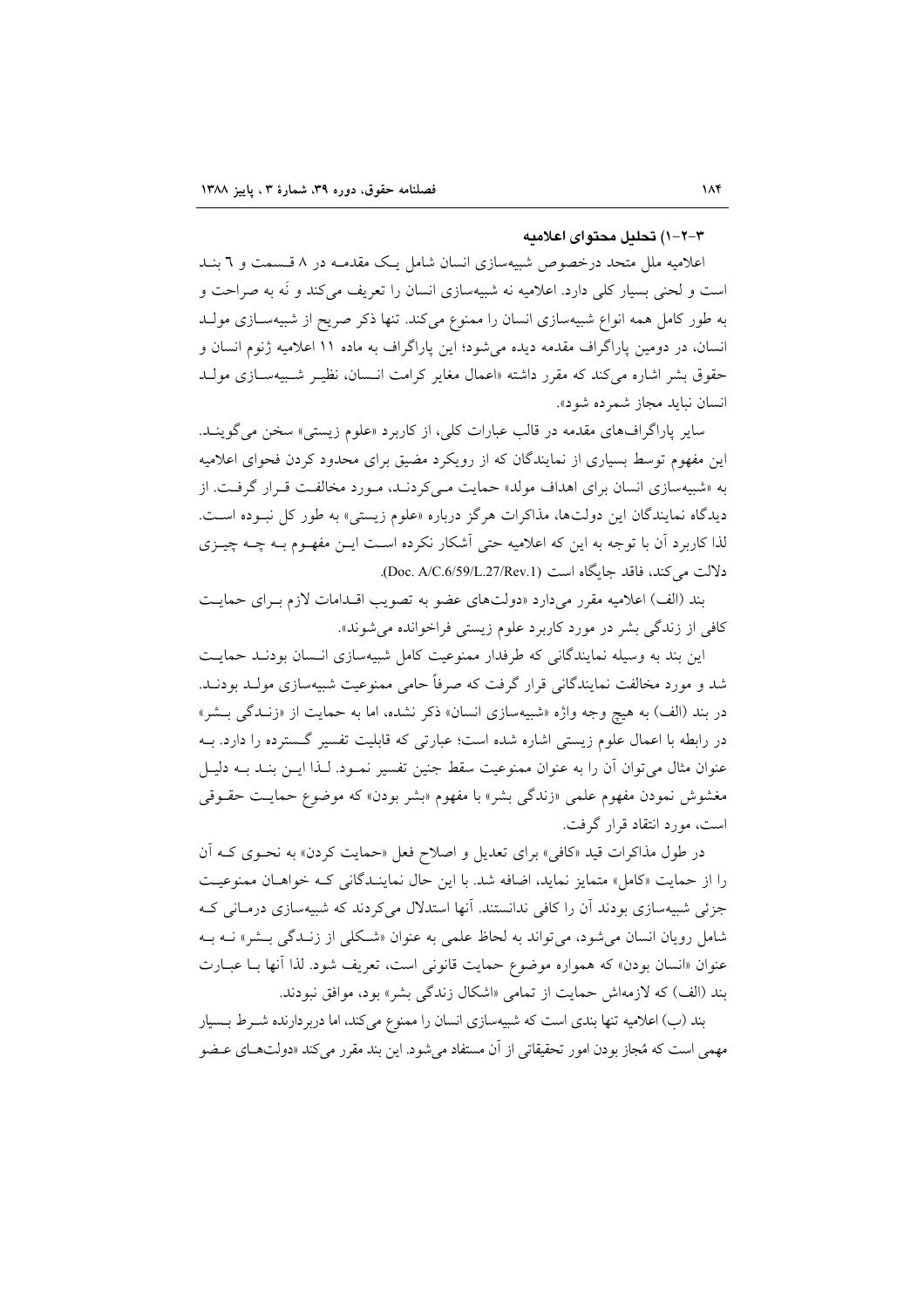### ۳-۲-۱) تحلیل محتوای اعلامیه

اعلامیه ملل متحد درخصوص شبیه‌سازی انسان شامل یک مقدمه در ۸ قسمت و ٦ بند است و لحنی بسیار کلی دارد. اعلامیه نه شبیه‌سازی انسان را تعریف می‌کند و نَه به صراحت و به طور کامل همه انواع شبیه‌سازی انسان را ممنوع می‌کند. تنها ذکر صریح از شبیه‌سازی مولد انسان، در دومین پاراگراف مقدمه دیده می‌شود؛ این پاراگراف به ماده ۱۱ اعلامیه ژنوم انسان و حقوق بشر اشاره می‌کند که مقرر داشته «اعمال مغایر کرامت انسان، نظیر شبیه‌سازی مولد انسان نباید مجاز شمرده شود».

سایر پاراگراف‌های مقدمه در قالب عبارات کلی، از کاربرد «علوم زیستی» سخن می‌گویند. این مفهوم توسط بسیاری از نمایندگان که از رویکرد مضیق برای محدود کردن فحوای اعلامیه به «شبیه‌سازی انسان برای اهداف مولد» حمایت می‌کردند، مورد مخالفت قرار گرفت. از دیدگاه نمایندگان این دولت‌ها، مذاکرات هرگز درباره «علوم زیستی» به طور کل نبوده است. لذا کاربرد آن با توجه به این که اعلامیه حتی آشکار نکرده است این مفهوم به چه چیزی دلالت می‌کند، فاقد جایگاه است (Doc. A/C.6/59/L.27/Rev.1).

بند (الف) اعلامیه مقرر می‌دارد «دولت‌های عضو به تصویب اقدامات لازم برای حمایت کافی از زندگی بشر در مورد کاربرد علوم زیستی فراخوانده می‌شوند».

این بند به وسیله نمایندگانی که طرفدار ممنوعیت کامل شبیه‌سازی انسان بودند حمایت شد و مورد مخالفت نمایندگانی قرار گرفت که صرفاً حامی ممنوعیت شبیه‌سازی مولد بودند. در بند (الف) به هیچ وجه واژه «شبیه‌سازی انسان» ذکر نشده، اما به حمایت از «زندگی بشر» در رابطه با اعمال علوم زیستی اشاره شده است؛ عبارتی که قابلیت تفسیر گسترده را دارد. به عنوان مثال می‌توان آن را به عنوان ممنوعیت سقط جنین تفسیر نمود. لذا این بند به دلیل مغشوش نمودن مفهوم علمی «زندگی بشر» با مفهوم «بشر بودن» که موضوع حمایت حقوقی است، مورد انتقاد قرار گرفت.

در طول مذاکرات قید «کافی» برای تعدیل و اصلاح فعل «حمایت کردن» به نحوی که آن را از حمایت «کامل» متمایز نماید، اضافه شد. با این حال نمایندگانی که خواهان ممنوعیت جزئی شبیه‌سازی بودند آن را کافی ندانستند. آنها استدلال می‌کردند که شبیه‌سازی درمانی که شامل رویان انسان می‌شود، می‌تواند به لحاظ علمی به عنوان «شکلی از زندگی بشر» نه به عنوان «انسان بودن» که همواره موضوع حمایت قانونی است، تعریف شود. لذا آنها با عبارت بند (الف) که لازمه‌اش حمایت از تمامی «اشکال زندگی بشر» بود، موافق نبودند.

بند (ب) اعلامیه تنها بندی است که شبیه‌سازی انسان را ممنوع می‌کند، اما دربردارنده شرط بسیار مهمی است که مُجاز بودن امور تحقیقاتی از آن مستفاد می‌شود. این بند مقرر می‌کند «دولت‌های عضو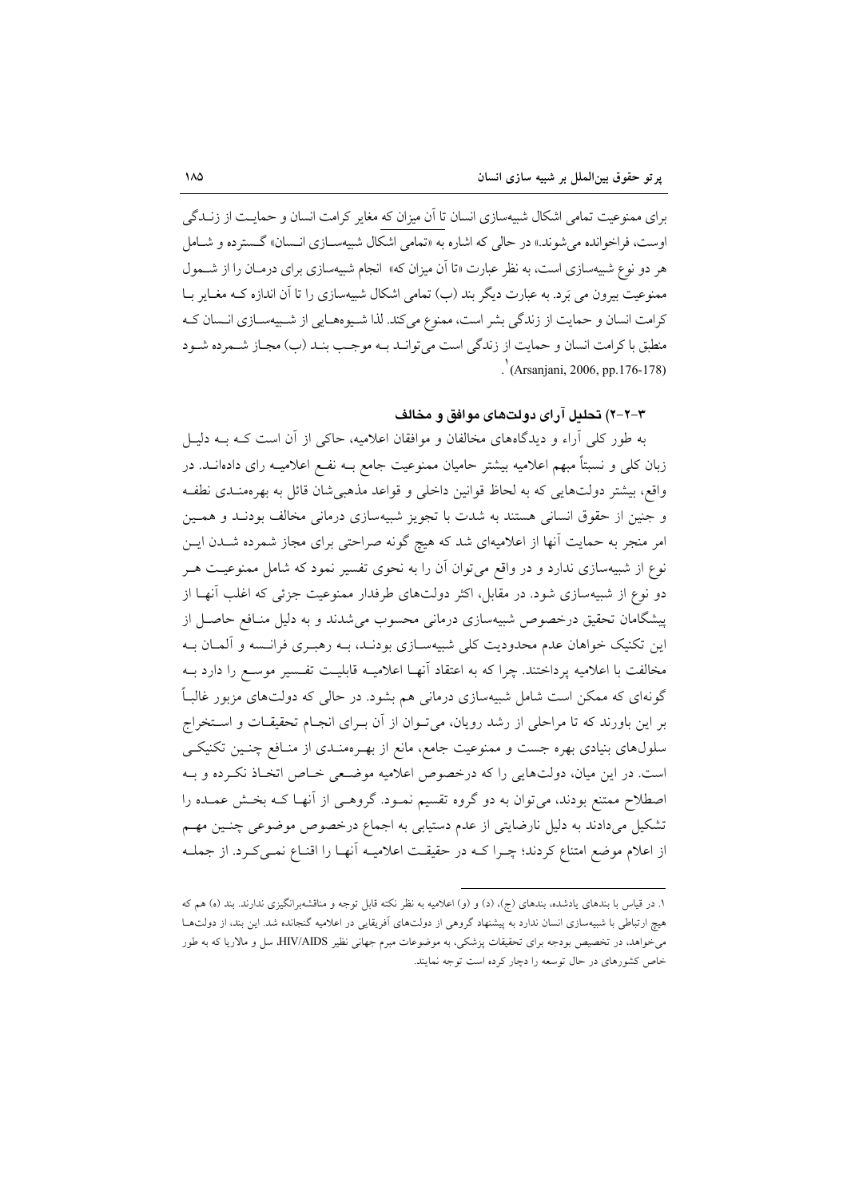برای ممنوعیت تمامی اشکال شبیه‌سازی انسان تا آن میزان که مغایر کرامت انسان و حمایت از زندگی اوست، فراخوانده می‌شوند.» در حالی که اشاره به «تمامی اشکال شبیه‌سازی انسان» گسترده و شامل هر دو نوع شبیه‌سازی است، به نظر عبارت «تا آن میزان که» انجام شبیه‌سازی برای درمان را از شمول ممنوعیت بیرون می بَرد. به عبارت دیگر بند (ب) تمامی اشکال شبیه‌سازی را تا آن اندازه که مغایر با کرامت انسان و حمایت از زندگی بشر است، ممنوع می‌کند. لذا شیوه‌هایی از شبیه‌سازی انسان که منطبق با کرامت انسان و حمایت از زندگی است می‌تواند به موجب بند (ب) مجاز شمرده شود (Arsanjani, 2006, pp.176-178).[1]

### ۳-۲-۲) تحلیل آرای دولت‌های موافق و مخالف

به طور کلی آراء و دیدگاه‌های مخالفان و موافقان اعلامیه، حاکی از آن است که به دلیل زبان کلی و نسبتاً مبهم اعلامیه بیشتر حامیان ممنوعیت جامع به نفع اعلامیه رای داده‌اند. در واقع، بیشتر دولت‌هایی که به لحاظ قوانین داخلی و قواعد مذهبی‌شان قائل به بهره‌مندی نطفه و جنین از حقوق انسانی هستند به شدت با تجویز شبیه‌سازی درمانی مخالف بودند و همین امر منجر به حمایت آنها از اعلامیه‌ای شد که هیچ گونه صراحتی برای مجاز شمرده شدن این نوع از شبیه‌سازی ندارد و در واقع می‌توان آن را به نحوی تفسیر نمود که شامل ممنوعیت هر دو نوع از شبیه‌سازی شود. در مقابل، اکثر دولت‌های طرفدار ممنوعیت جزئی که اغلب آنها از پیشگامان تحقیق درخصوص شبیه‌سازی درمانی محسوب می‌شدند و به دلیل منافع حاصل از این تکنیک خواهان عدم محدودیت کلی شبیه‌سازی بودند، به رهبری فرانسه و آلمان به مخالفت با اعلامیه پرداختند. چرا که به اعتقاد آنها اعلامیه قابلیت تفسیر موسع را دارد به گونه‌ای که ممکن است شامل شبیه‌سازی درمانی هم بشود. در حالی که دولت‌های مزبور غالباً بر این باورند که تا مراحلی از رشد رویان، می‌توان از آن برای انجام تحقیقات و استخراج سلول‌های بنیادی بهره جست و ممنوعیت جامع، مانع از بهره‌مندی از منافع چنین تکنیکی است. در این میان، دولت‌هایی را که درخصوص اعلامیه موضعی خاص اتخاذ نکرده و به اصطلاح ممتنع بودند، می‌توان به دو گروه تقسیم نمود. گروهی از آنها که بخش عمده را تشکیل می‌دادند به دلیل نارضایتی از عدم دستیابی به اجماع درخصوص موضوعی چنین مهم از اعلام موضع امتناع کردند؛ چرا که در حقیقت اعلامیه آنها را اقناع نمی‌کرد. از جمله

---

[1] ۱. در قیاس با بندهای یادشده، بندهای (ج)، (د) و (و) اعلامیه به نظر نکته قابل توجه و مناقشه‌برانگیزی ندارند. بند (ه) هم که هیچ ارتباطی با شبیه‌سازی انسان ندارد به پیشنهاد گروهی از دولت‌های آفریقایی در اعلامیه گنجانده شد. این بند، از دولت‌ها می‌خواهد، در تخصیص بودجه برای تحقیقات پزشکی، به موضوعات مبرم جهانی نظیر HIV/AIDS، سل و مالاریا که به طور خاص کشورهای در حال توسعه را دچار کرده است توجه نمایند.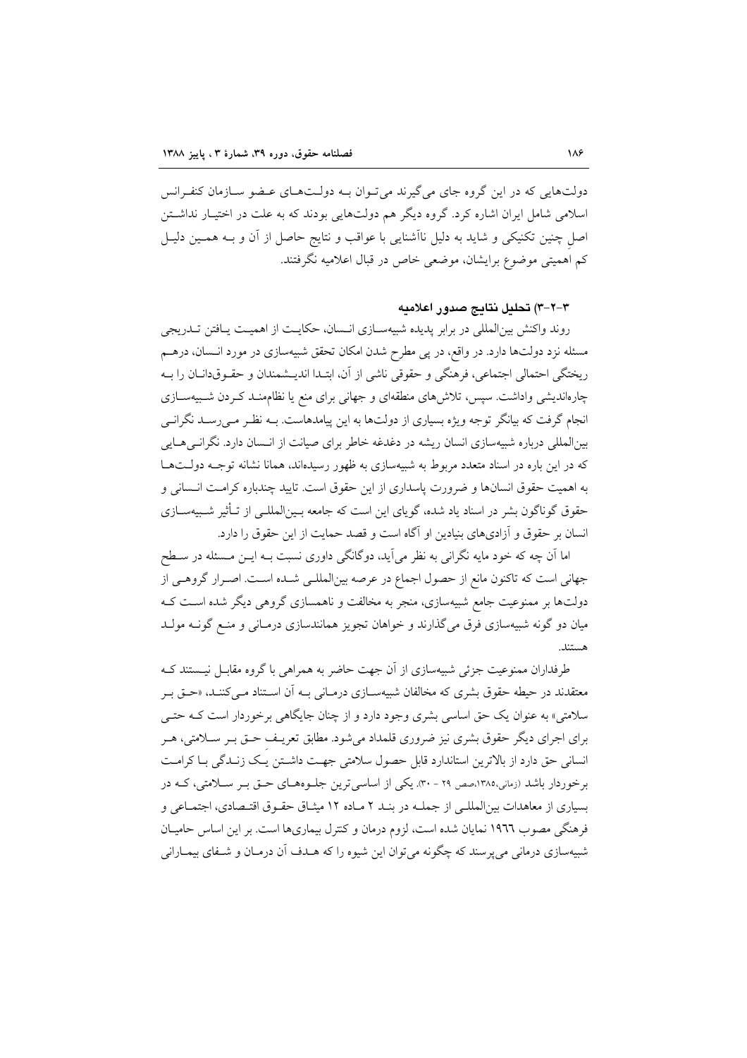دولت‌هایی که در این گروه جای می‌گیرند می‌تـوان بـه دولـت‌هـای عـضو سـازمان کنفـرانس اسلامی شامل ایران اشاره کرد. گروه دیگر هم دولت‌هایی بودند که به علت در اختیـار نداشـتن اصلِ چنین تکنیکی و شاید به دلیل ناآشنایی با عواقب و نتایج حاصل از آن و بـه همـین دلیـل کم اهمیتی موضوع برایشان، موضعی خاص در قبال اعلامیه نگرفتند.

### ۳-۲-۳) تحلیل نتایج صدور اعلامیه

روند واکنش بین‌المللی در برابر پدیده شبیه‌سـازی انـسان، حکایـت از اهمیـت یـافتن تـدریجی مسئله نزد دولت‌ها دارد. در واقع، در پی مطرح شدن امکان تحقق شبیه‌سازی در مورد انـسان، درهـم ریختگی احتمالی اجتماعی، فرهنگی و حقوقی ناشی از آن، ابتـدا اندیـشمندان و حقـوق‌دانـان را بـه چاره‌اندیشی واداشت. سپس، تلاش‌های منطقه‌ای و جهانی برای منع یا نظام‌منـد کـردن شـبیه‌سـازی انجام گرفت که بیانگر توجه ویژه بسیاری از دولت‌ها به این پیامدهاست. بـه نظـر مـی‌رسـد نگرانـی بین‌المللی درباره شبیه‌سازی انسان ریشه در دغدغه خاطر برای صیانت از انـسان دارد. نگرانـی‌هـایی که در این باره در اسناد متعدد مربوط به شبیه‌سازی به ظهور رسیده‌اند، همانا نشانه توجـه دولـت‌هـا به اهمیت حقوق انسان‌ها و ضرورت پاسداری از این حقوق است. تایید چندباره کرامـت انـسانی و حقوق گوناگون بشر در اسناد یاد شده، گویای این است که جامعه بـین‌المللـی از تـأثیر شـبیه‌سـازی انسان بر حقوق و آزادی‌های بنیادین او آگاه است و قصد حمایت از این حقوق را دارد.

اما آن چه که خود مایه نگرانی به نظر می‌آید، دوگانگی داوری نسبت بـه ایـن مـسئله در سـطح جهانی است که تاکنون مانع از حصول اجماع در عرصه بین‌المللـی شـده اسـت. اصـرار گروهـی از دولت‌ها بر ممنوعیت جامع شبیه‌سازی، منجر به مخالفت و ناهمسازی گروهی دیگر شده اسـت کـه میان دو گونه شبیه‌سازی فرق می‌گذارند و خواهان تجویز همانندسازی درمـانی و منـع گونـه مولـد هستند.

طرفداران ممنوعیت جزئی شبیه‌سازی از آن جهت حاضر به همراهی با گروه مقابـل نیـستند کـه معتقدند در حیطه حقوق بشری که مخالفان شبیه‌سـازی درمـانی بـه آن اسـتناد مـی‌کننـد، «حـق بـر سلامتی» به عنوان یک حق اساسی بشری وجود دارد و از چنان جایگاهی برخوردار است کـه حتـی برای اجرای دیگر حقوق بشری نیز ضروری قلمداد می‌شود. مطابق تعریـف حـق بـر سـلامتی، هـر انسانی حق دارد از بالاترین استاندارد قابل حصول سلامتی جهـت داشـتن یـک زنـدگی بـا کرامـت برخوردار باشد (زمانی،۱۳۸۵،صص ۲۹ - ۳۰). یکی از اساسی‌ترین جلـوه‌هـای حـق بـر سـلامتی، کـه در بسیاری از معاهدات بین‌المللـی از جملـه در بنـد ۲ مـاده ۱۲ میثـاق حقـوق اقتـصادی، اجتمـاعی و فرهنگی مصوب ۱۹٦٦ نمایان شده است، لزوم درمان و کنترل بیماری‌ها است. بر این اساس حامیـان شبیه‌سازی درمانی می‌پرسند که چگونه می‌توان این شیوه را که هـدف آن درمـان و شـفای بیمـارانی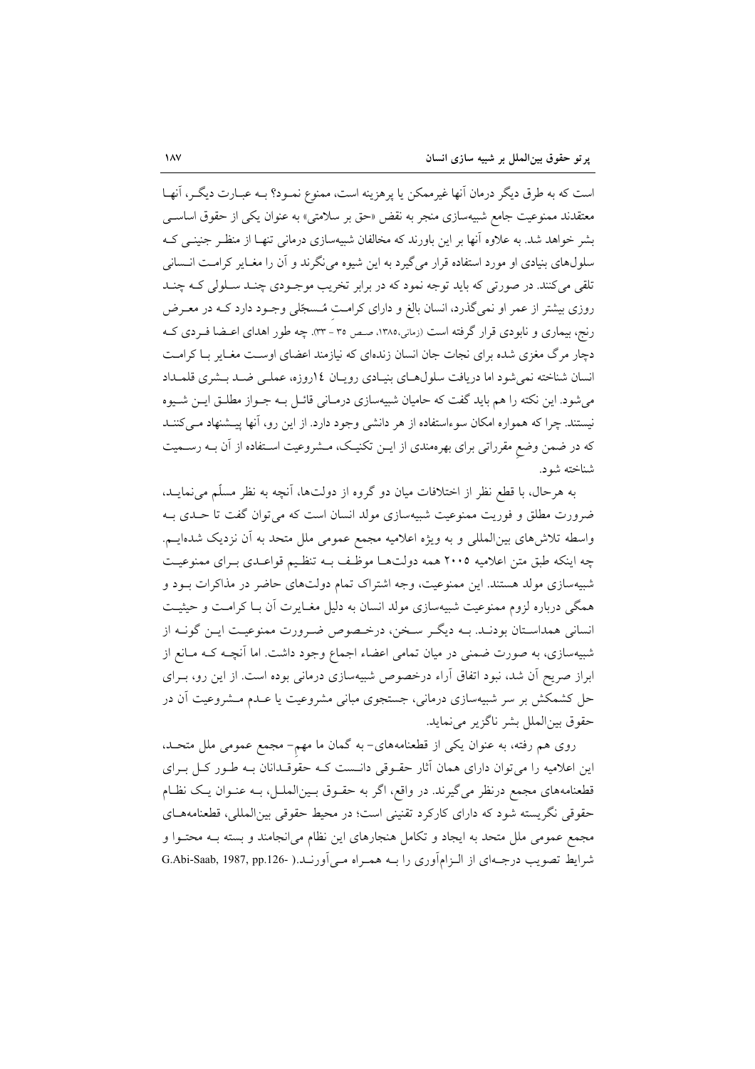است که به طرق دیگر درمان آنها غیرممکن یا پرهزینه است، ممنوع نمود؟ به عبارت دیگر، آنها معتقدند ممنوعیت جامع شبیه‌سازی منجر به نقض «حق بر سلامتی» به عنوان یکی از حقوق اساسی بشر خواهد شد. به علاوه آنها بر این باورند که مخالفان شبیه‌سازی درمانی تنها از منظر جنینی که سلول‌های بنیادی او مورد استفاده قرار می‌گیرد به این شیوه می‌نگرند و آن را مغایر کرامت انسانی تلقی می‌کنند. در صورتی که باید توجه نمود که در برابر تخریب موجودی چند سلولی که چند روزی بیشتر از عمر او نمی‌گذرد، انسان بالغ و دارای کرامتِ مُسجّلی وجود دارد که در معرض رنج، بیماری و نابودی قرار گرفته است (زمانی،۱۳۸۵، صص ۳۵ - ۳۳). چه طور اهدای اعضا فردی که دچار مرگ مغزی شده برای نجات جان انسان زنده‌ای که نیازمند اعضای اوست مغایر با کرامت انسان شناخته نمی‌شود اما دریافت سلول‌های بنیادی رویان ۱۴روزه، عملی ضد بشری قلمداد می‌شود. این نکته را هم باید گفت که حامیان شبیه‌سازی درمانی قائل به جواز مطلق این شیوه نیستند. چرا که همواره امکان سوءاستفاده از هر دانشی وجود دارد. از این رو، آنها پیشنهاد می‌کنند که در ضمن وضعِ مقرراتی برای بهره‌مندی از این تکنیک، مشروعیت استفاده از آن به رسمیت شناخته شود.

به هرحال، با قطع نظر از اختلافات میان دو گروه از دولت‌ها، آنچه به نظر مسلّم می‌نماید، ضرورت مطلق و فوریت ممنوعیت شبیه‌سازی مولد انسان است که می‌توان گفت تا حدی به واسطه تلاش‌های بین‌المللی و به ویژه اعلامیه مجمع عمومی ملل متحد به آن نزدیک شده‌ایم. چه اینکه طبق متن اعلامیه ۲۰۰۵ همه دولت‌ها موظف به تنظیم قواعدی برای ممنوعیت شبیه‌سازی مولد هستند. این ممنوعیت، وجه اشتراک تمام دولت‌های حاضر در مذاکرات بود و همگی درباره لزوم ممنوعیت شبیه‌سازی مولد انسان به دلیل مغایرت آن با کرامت و حیثیت انسانی همداستان بودند. به دیگر سخن، درخصوص ضرورت ممنوعیت این گونه از شبیه‌سازی، به صورت ضمنی در میان تمامی اعضاء اجماع وجود داشت. اما آنچه که مانع از ابراز صریح آن شد، نبود اتفاق آراء درخصوص شبیه‌سازی درمانی بوده است. از این رو، برای حل کشمکش بر سر شبیه‌سازی درمانی، جستجوی مبانی مشروعیت یا عدم مشروعیت آن در حقوق بین‌الملل بشر ناگزیر می‌نماید.

روی هم رفته، به عنوان یکی از قطعنامه‌های- به گمان ما مهم- مجمع عمومی ملل متحد، این اعلامیه را می‌توان دارای همان آثار حقوقی دانست که حقوقدانان به طور کل برای قطعنامه‌های مجمع درنظر می‌گیرند. در واقع، اگر به حقوق بین‌الملل، به عنوان یک نظام حقوقی نگریسته شود که دارای کارکرد تقنینی است؛ در محیط حقوقی بین‌المللی، قطعنامه‌های مجمع عمومی ملل متحد به ایجاد و تکامل هنجارهای این نظام می‌انجامند و بسته به محتوا و شرایط تصویب درجه‌ای از الزام‌آوری را به همراه می‌آورند.( G.Abi-Saab, 1987, pp.126-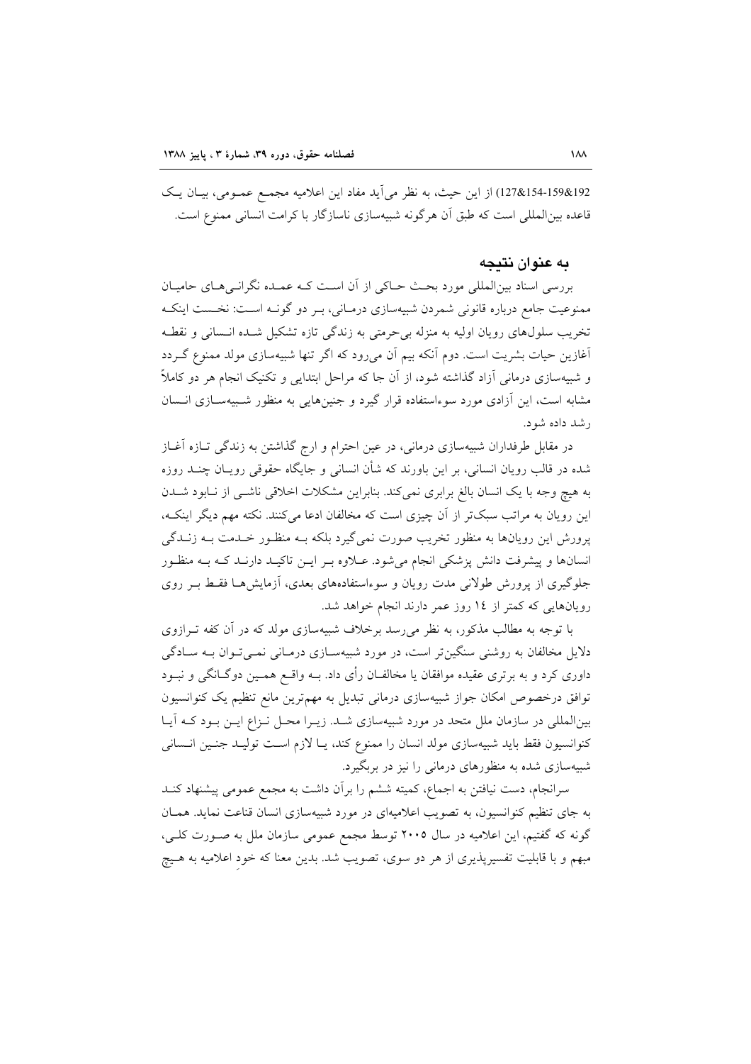127&154-159&192) از این حیث، به نظر می‌آید مفاد این اعلامیه مجمع عمومی، بیان یک قاعده بین‌المللی است که طبق آن هرگونه شبیه‌سازی ناسازگار با کرامت انسانی ممنوع است.

## به عنوان نتیجه

بررسی اسناد بین‌المللی مورد بحث حاکی از آن است که عمده نگرانی‌های حامیان ممنوعیت جامع درباره قانونی شمردن شبیه‌سازی درمانی، بر دو گونه است: نخست اینکه تخریب سلول‌های رویان اولیه به منزله بی‌حرمتی به زندگی تازه تشکیل شده انسانی و نقطه آغازین حیات بشریت است. دوم آنکه بیم آن می‌رود که اگر تنها شبیه‌سازی مولد ممنوع گردد و شبیه‌سازی درمانی آزاد گذاشته شود، از آن جا که مراحل ابتدایی و تکنیک انجام هر دو کاملاً مشابه است، این آزادی مورد سوءاستفاده قرار گیرد و جنین‌هایی به منظور شبیه‌سازی انسان رشد داده شود.

در مقابل طرفداران شبیه‌سازی درمانی، در عین احترام و ارج گذاشتن به زندگی تازه آغاز شده در قالب رویان انسانی، بر این باورند که شأن انسانی و جایگاه حقوقی رویان چند روزه به هیچ وجه با یک انسان بالغ برابری نمی‌کند. بنابراین مشکلات اخلاقی ناشی از نابود شدن این رویان به مراتب سبک‌تر از آن چیزی است که مخالفان ادعا می‌کنند. نکته مهم دیگر اینکه، پرورش این رویان‌ها به منظور تخریب صورت نمی‌گیرد بلکه به منظور خدمت به زندگی انسان‌ها و پیشرفت دانش پزشکی انجام می‌شود. علاوه بر این تاکید دارند که به منظور جلوگیری از پرورش طولانی مدت رویان و سوءاستفاده‌های بعدی، آزمایش‌ها فقط بر روی رویان‌هایی که کمتر از ١٤ روز عمر دارند انجام خواهد شد.

با توجه به مطالب مذکور، به نظر می‌رسد برخلاف شبیه‌سازی مولد که در آن کفه ترازوی دلایل مخالفان به روشنی سنگین‌تر است، در مورد شبیه‌سازی درمانی نمی‌توان به سادگی داوری کرد و به برتری عقیده موافقان یا مخالفان رأی داد. به واقع همین دوگانگی و نبود توافق درخصوص امکان جواز شبیه‌سازی درمانی تبدیل به مهم‌ترین مانع تنظیم یک کنوانسیون بین‌المللی در سازمان ملل متحد در مورد شبیه‌سازی شد. زیرا محل نزاع این بود که آیا کنوانسیون فقط باید شبیه‌سازی مولد انسان را ممنوع کند، یا لازم است تولید جنین انسانی شبیه‌سازی شده به منظورهای درمانی را نیز در بربگیرد.

سرانجام، دست نیافتن به اجماع، کمیته ششم را برآن داشت به مجمع عمومی پیشنهاد کند به جای تنظیم کنوانسیون، به تصویب اعلامیه‌ای در مورد شبیه‌سازی انسان قناعت نماید. همان گونه که گفتیم، این اعلامیه در سال ٢٠٠٥ توسط مجمع عمومی سازمان ملل به صورت کلی، مبهم و با قابلیت تفسیرپذیری از هر دو سوی، تصویب شد. بدین معنا که خودِ اعلامیه به هیچ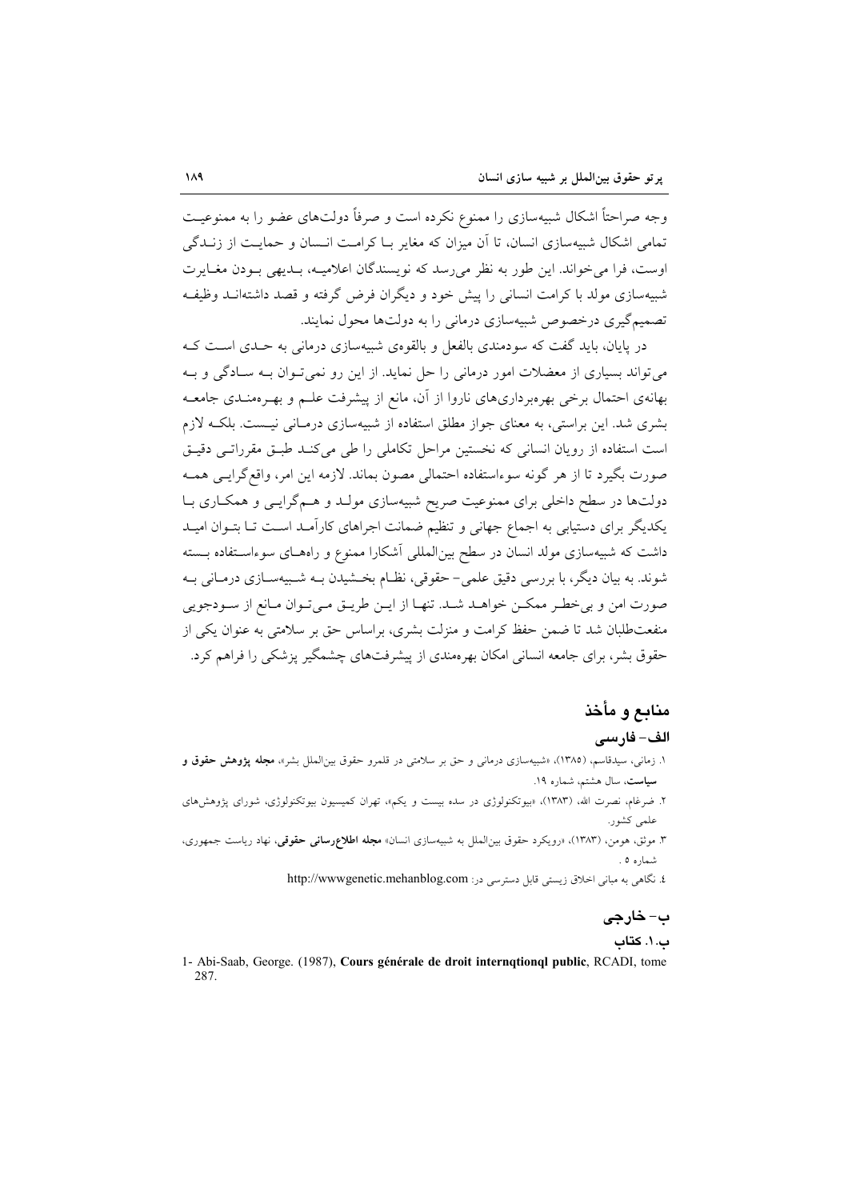وجه صراحتاً اشکال شبیه‌سازی را ممنوع نکرده است و صرفاً دولت‌های عضو را به ممنوعیت تمامی اشکال شبیه‌سازی انسان، تا آن میزان که مغایر بـا کرامـت انـسان و حمایـت از زنـدگی اوست، فرا می‌خواند. این طور به نظر می‌رسد که نویسندگان اعلامیـه، بـدیهی بـودن مغـایرت شبیه‌سازی مولد با کرامت انسانی را پیش خود و دیگران فرض گرفته و قصد داشته‌انـد وظیفـه تصمیم‌گیری درخصوص شبیه‌سازی درمانی را به دولت‌ها محول نمایند.

در پایان، باید گفت که سودمندی بالفعل و بالقوه‌ی شبیه‌سازی درمانی به حـدی اسـت کـه می‌تواند بسیاری از معضلات امور درمانی را حل نماید. از این رو نمی‌تـوان بـه سـادگی و بـه بهانه‌ی احتمال برخی بهره‌برداری‌های ناروا از آن، مانع از پیشرفت علـم و بهـره‌منـدی جامعـه بشری شد. این براستی، به معنای جواز مطلق استفاده از شبیه‌سازی درمـانی نیـست. بلکـه لازم است استفاده از رویان انسانی که نخستین مراحل تکاملی را طی می‌کنـد طبـق مقرراتـی دقیـق صورت بگیرد تا از هر گونه سوءاستفاده احتمالی مصون بماند. لازمه این امر، واقع‌گرایـی همـه دولت‌ها در سطح داخلی برای ممنوعیت صریح شبیه‌سازی مولـد و هـم‌گرایـی و همکـاری بـا یکدیگر برای دستیابی به اجماع جهانی و تنظیم ضمانت اجراهای کارآمـد اسـت تـا بتـوان امیـد داشت که شبیه‌سازی مولد انسان در سطح بین‌المللی آشکارا ممنوع و راه‌هـای سوءاسـتفاده بـسته شوند. به بیان دیگر، با بررسی دقیق علمی- حقوقی، نظـام بخـشیدن بـه شـبیه‌سـازی درمـانی بـه صورت امن و بی‌خطـر ممکـن خواهـد شـد. تنهـا از ایـن طریـق مـی‌تـوان مـانع از سـودجویی منفعت‌طلبان شد تا ضمن حفظ کرامت و منزلت بشری، براساس حق بر سلامتی به عنوان یکی از حقوق بشر، برای جامعه انسانی امکان بهره‌مندی از پیشرفت‌های چشمگیر پزشکی را فراهم کرد.

## منابع و مأخذ

### الف- فارسی

۱. زمانی، سیدقاسم، (۱۳۸۵)، «شبیه‌سازی درمانی و حق بر سلامتی در قلمرو حقوق بین‌الملل بشر»، **مجله پژوهش حقوق و سیاست**، سال هشتم، شماره ۱۹.

۲. ضرغام، نصرت الله، (۱۳۸۳)، «بیوتکنولوژی در سده بیست و یکم»، تهران کمیسیون بیوتکنولوژی، شورای پژوهش‌های علمی کشور.

۳. موثق، هومن، (۱۳۸۳)، «رویکرد حقوق بین‌الملل به شبیه‌سازی انسان» **مجله اطلاع‌رسانی حقوقی**، نهاد ریاست جمهوری، شماره ۵ .

٤. نگاهی به مبانی اخلاق زیستی قابل دسترسی در: http://wwwgenetic.mehanblog.com

### ب- خارجی

#### ب.۱. کتاب

1- Abi-Saab, George. (1987), **Cours générale de droit internqtionql public**, RCADI, tome 287.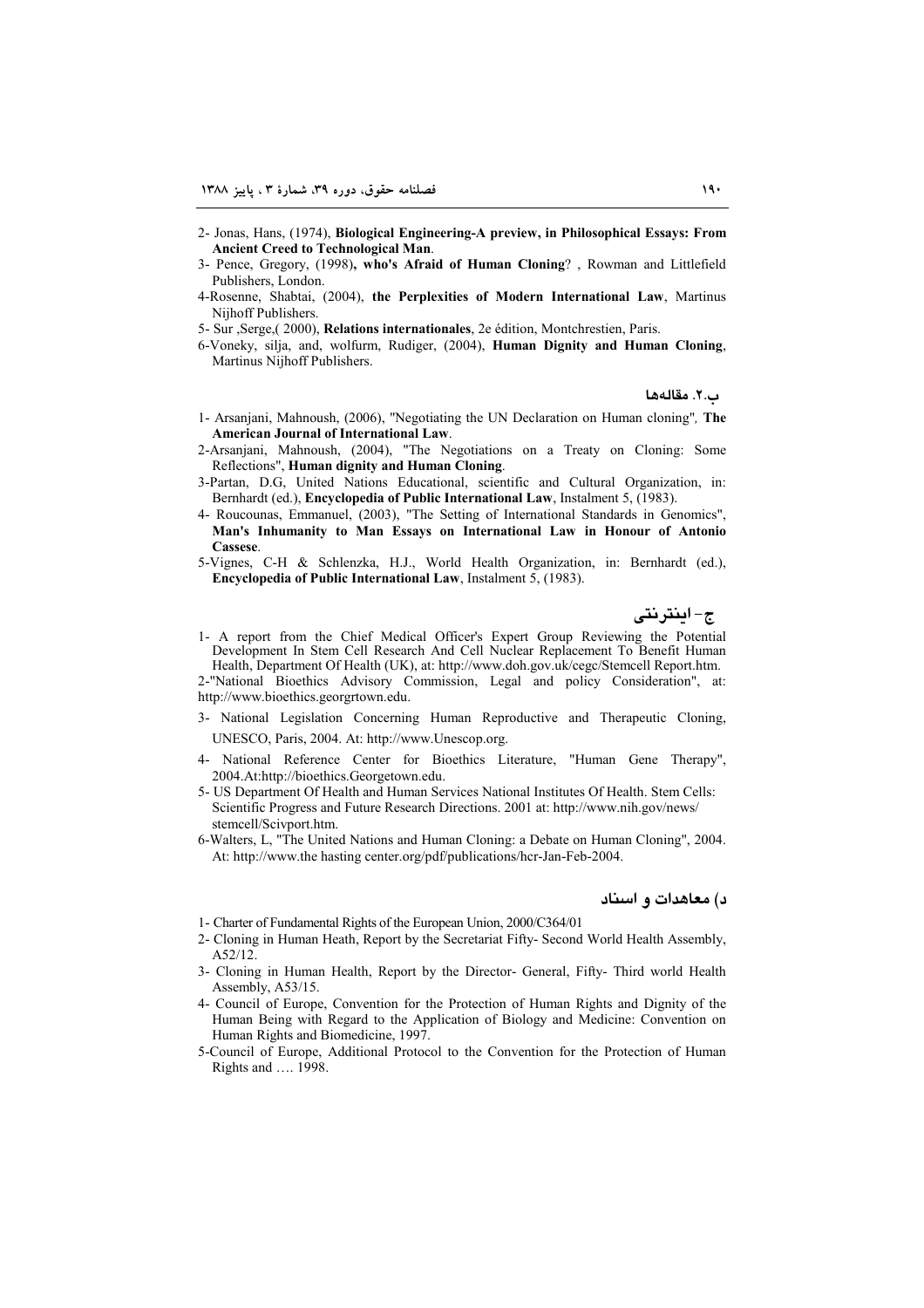2- Jonas, Hans, (1974), **Biological Engineering-A preview, in Philosophical Essays: From Ancient Creed to Technological Man**.

3- Pence, Gregory, (1998)**, who's Afraid of Human Cloning**? , Rowman and Littlefield Publishers, London.

4-Rosenne, Shabtai, (2004), **the Perplexities of Modern International Law**, Martinus Nijhoff Publishers.

5- Sur ,Serge,( 2000), **Relations internationales**, 2e édition, Montchrestien, Paris.

6-Voneky, silja, and, wolfurm, Rudiger, (2004), **Human Dignity and Human Cloning**, Martinus Nijhoff Publishers.

### ب.۲. مقاله‌ها

1- Arsanjani, Mahnoush, (2006), "Negotiating the UN Declaration on Human cloning", **The American Journal of International Law**.

2-Arsanjani, Mahnoush, (2004), "The Negotiations on a Treaty on Cloning: Some Reflections", **Human dignity and Human Cloning**.

3-Partan, D.G, United Nations Educational, scientific and Cultural Organization, in: Bernhardt (ed.), **Encyclopedia of Public International Law**, Instalment 5, (1983).

4- Roucounas, Emmanuel, (2003), "The Setting of International Standards in Genomics", **Man's Inhumanity to Man Essays on International Law in Honour of Antonio Cassese**.

5-Vignes, C-H & Schlenzka, H.J., World Health Organization, in: Bernhardt (ed.), **Encyclopedia of Public International Law**, Instalment 5, (1983).

## ج- اینترنتی

1- A report from the Chief Medical Officer's Expert Group Reviewing the Potential Development In Stem Cell Research And Cell Nuclear Replacement To Benefit Human Health, Department Of Health (UK), at: http://www.doh.gov.uk/cegc/Stemcell Report.htm.

2-"National Bioethics Advisory Commission, Legal and policy Consideration", at: http://www.bioethics.georgrtown.edu.

3- National Legislation Concerning Human Reproductive and Therapeutic Cloning, UNESCO, Paris, 2004. At: http://www.Unescop.org.

4- National Reference Center for Bioethics Literature, "Human Gene Therapy", 2004.At:http://bioethics.Georgetown.edu.

5- US Department Of Health and Human Services National Institutes Of Health. Stem Cells: Scientific Progress and Future Research Directions. 2001 at: http://www.nih.gov/news/stemcell/Scivport.htm.

6-Walters, L, "The United Nations and Human Cloning: a Debate on Human Cloning", 2004. At: http://www.the hasting center.org/pdf/publications/hcr-Jan-Feb-2004.

## د) معاهدات و اسناد

1- Charter of Fundamental Rights of the European Union, 2000/C364/01

2- Cloning in Human Heath, Report by the Secretariat Fifty- Second World Health Assembly, A52/12.

3- Cloning in Human Health, Report by the Director- General, Fifty- Third world Health Assembly, A53/15.

4- Council of Europe, Convention for the Protection of Human Rights and Dignity of the Human Being with Regard to the Application of Biology and Medicine: Convention on Human Rights and Biomedicine, 1997.

5-Council of Europe, Additional Protocol to the Convention for the Protection of Human Rights and …. 1998.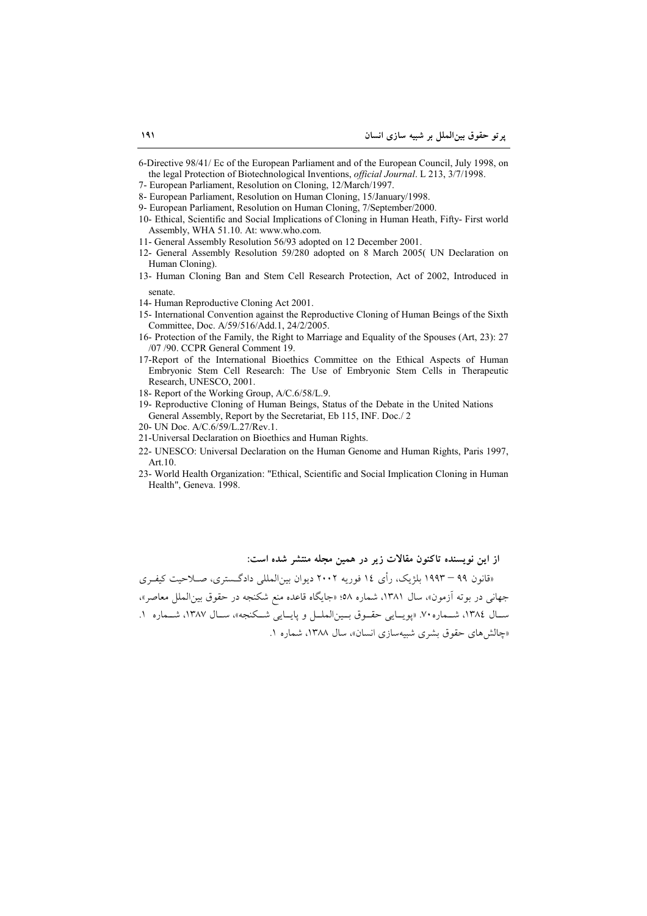6-Directive 98/41/ Ec of the European Parliament and of the European Council, July 1998, on the legal Protection of Biotechnological Inventions, *official Journal*. L 213, 3/7/1998.

7- European Parliament, Resolution on Cloning, 12/March/1997.

8- European Parliament, Resolution on Human Cloning, 15/January/1998.

9- European Parliament, Resolution on Human Cloning, 7/September/2000.

10- Ethical, Scientific and Social Implications of Cloning in Human Heath, Fifty- First world Assembly, WHA 51.10. At: www.who.com.

11- General Assembly Resolution 56/93 adopted on 12 December 2001.

12- General Assembly Resolution 59/280 adopted on 8 March 2005( UN Declaration on Human Cloning).

13- Human Cloning Ban and Stem Cell Research Protection, Act of 2002, Introduced in senate.

14- Human Reproductive Cloning Act 2001.

15- International Convention against the Reproductive Cloning of Human Beings of the Sixth Committee, Doc. A/59/516/Add.1, 24/2/2005.

16- Protection of the Family, the Right to Marriage and Equality of the Spouses (Art, 23): 27 /07 /90. CCPR General Comment 19.

17-Report of the International Bioethics Committee on the Ethical Aspects of Human Embryonic Stem Cell Research: The Use of Embryonic Stem Cells in Therapeutic Research, UNESCO, 2001.

18- Report of the Working Group, A/C.6/58/L.9.

19- Reproductive Cloning of Human Beings, Status of the Debate in the United Nations General Assembly, Report by the Secretariat, Eb 115, INF. Doc./ 2

20- UN Doc. A/C.6/59/L.27/Rev.1.

21-Universal Declaration on Bioethics and Human Rights.

22- UNESCO: Universal Declaration on the Human Genome and Human Rights, Paris 1997, Art.10.

23- World Health Organization: "Ethical, Scientific and Social Implication Cloning in Human Health", Geneva. 1998.

**از این نویسنده تاکنون مقالات زیر در همین مجله منتشر شده است:**

«قانون ۹۹ – ۱۹۹۳ بلژیک، رأی ۱٤ فوریه ۲۰۰۲ دیوان بین‌المللی دادگستری، صلاحیت کیفری جهانی در بوته آزمون»، سال ۱۳۸۱، شماره ۵۸؛ «جایگاه قاعده منع شکنجه در حقوق بین‌الملل معاصر»، سال ۱۳۸٤، شماره ۷۰. «پویایی حقوق بین‌الملل و پایایی شکنجه»، سال ۱۳۸۷، شماره ۱. «چالش‌های حقوق بشری شبیه‌سازی انسان»، سال ۱۳۸۸، شماره ۱.